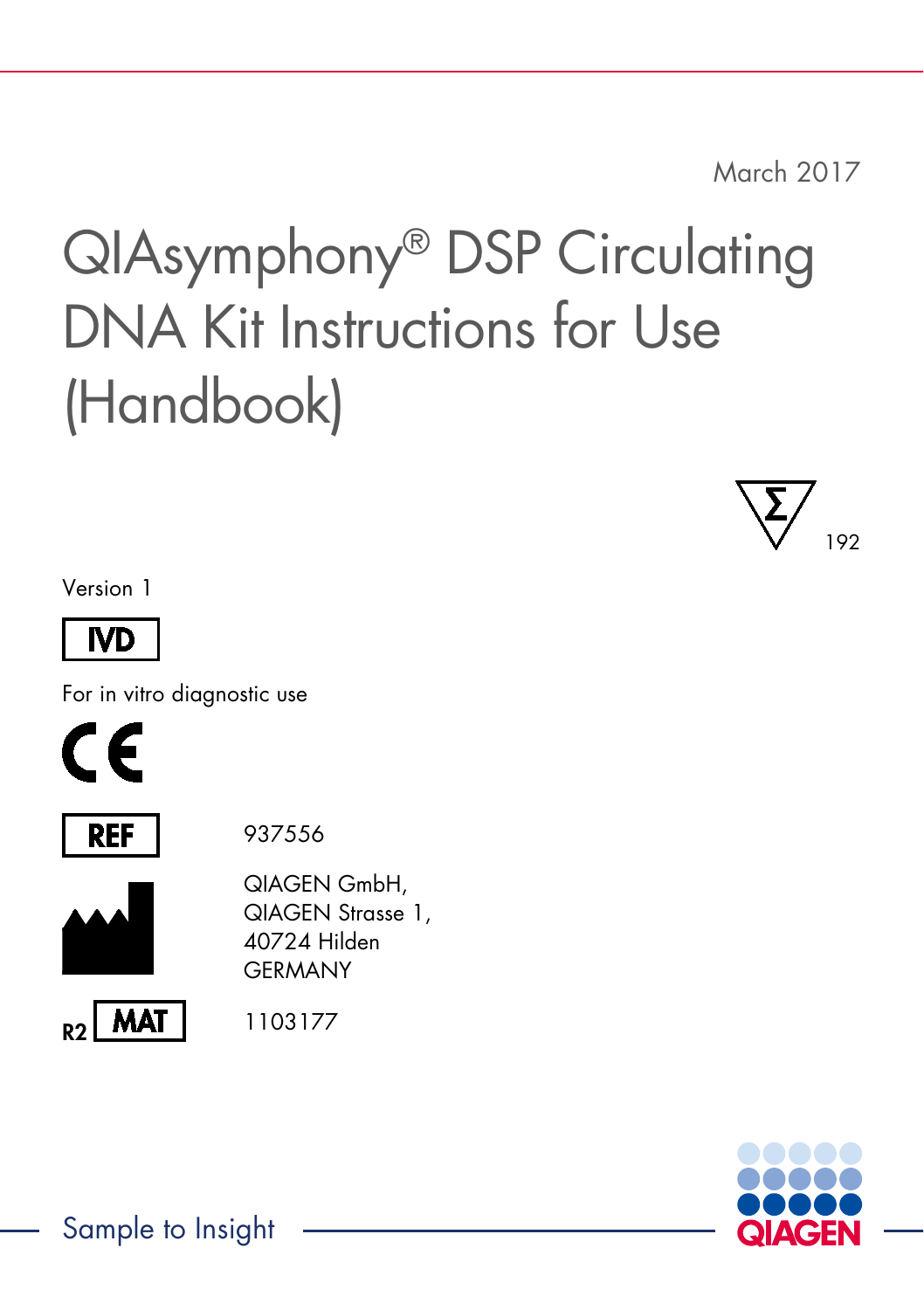March 2017

# QIAsymphony® DSP Circulating DNA Kit Instructions for Use (Handbook)

192

Version 1

IVD

For in vitro diagnostic use

REF 937556

QIAGEN GmbH,
QIAGEN Strasse 1,
40724 Hilden
GERMANY

R2 MAT 1103177

Sample to Insight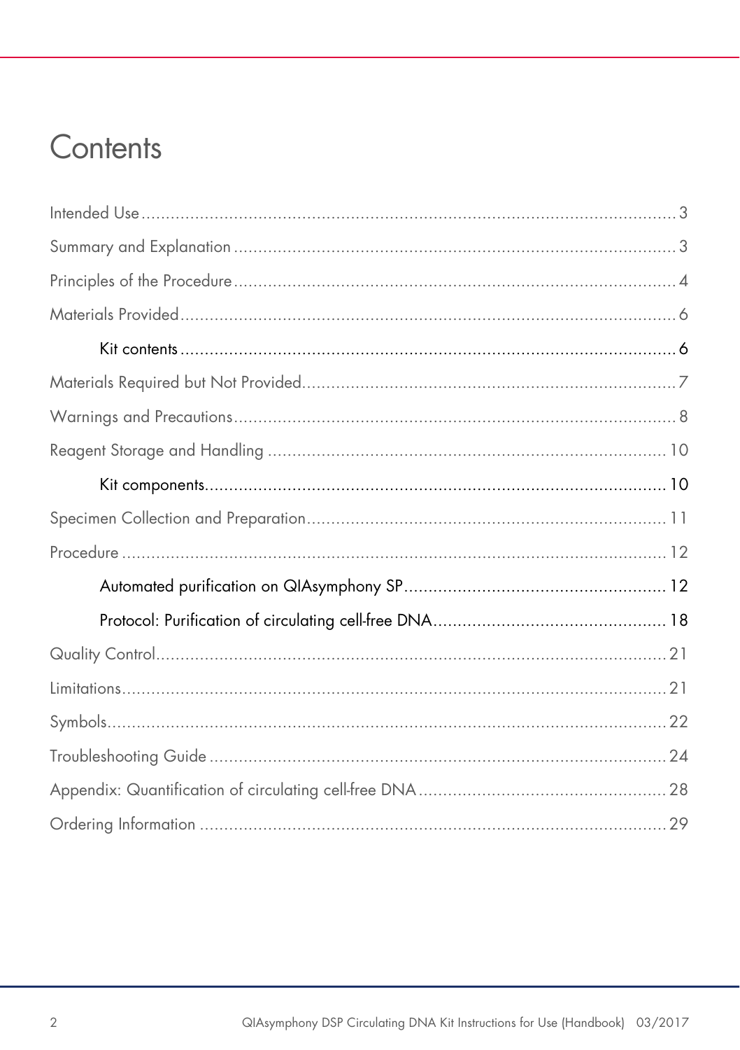# Contents

Intended Use ..... 3

Summary and Explanation ..... 3

Principles of the Procedure ..... 4

Materials Provided ..... 6

- Kit contents ..... 6

Materials Required but Not Provided ..... 7

Warnings and Precautions ..... 8

Reagent Storage and Handling ..... 10

- Kit components ..... 10

Specimen Collection and Preparation ..... 11

Procedure ..... 12

- Automated purification on QIAsymphony SP ..... 12
- Protocol: Purification of circulating cell-free DNA ..... 18

Quality Control ..... 21

Limitations ..... 21

Symbols ..... 22

Troubleshooting Guide ..... 24

Appendix: Quantification of circulating cell-free DNA ..... 28

Ordering Information ..... 29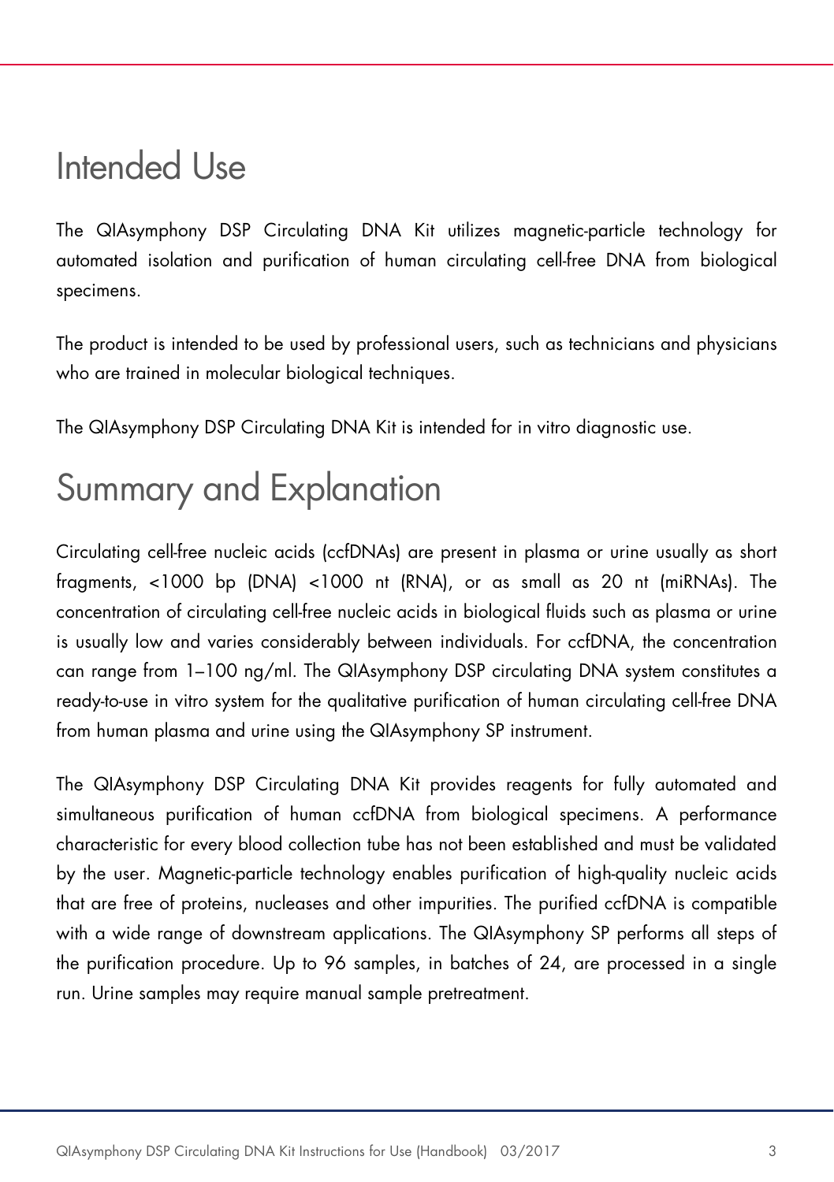# Intended Use

The QIAsymphony DSP Circulating DNA Kit utilizes magnetic-particle technology for automated isolation and purification of human circulating cell-free DNA from biological specimens.

The product is intended to be used by professional users, such as technicians and physicians who are trained in molecular biological techniques.

The QIAsymphony DSP Circulating DNA Kit is intended for in vitro diagnostic use.

# Summary and Explanation

Circulating cell-free nucleic acids (ccfDNAs) are present in plasma or urine usually as short fragments, <1000 bp (DNA) <1000 nt (RNA), or as small as 20 nt (miRNAs). The concentration of circulating cell-free nucleic acids in biological fluids such as plasma or urine is usually low and varies considerably between individuals. For ccfDNA, the concentration can range from 1–100 ng/ml. The QIAsymphony DSP circulating DNA system constitutes a ready-to-use in vitro system for the qualitative purification of human circulating cell-free DNA from human plasma and urine using the QIAsymphony SP instrument.

The QIAsymphony DSP Circulating DNA Kit provides reagents for fully automated and simultaneous purification of human ccfDNA from biological specimens. A performance characteristic for every blood collection tube has not been established and must be validated by the user. Magnetic-particle technology enables purification of high-quality nucleic acids that are free of proteins, nucleases and other impurities. The purified ccfDNA is compatible with a wide range of downstream applications. The QIAsymphony SP performs all steps of the purification procedure. Up to 96 samples, in batches of 24, are processed in a single run. Urine samples may require manual sample pretreatment.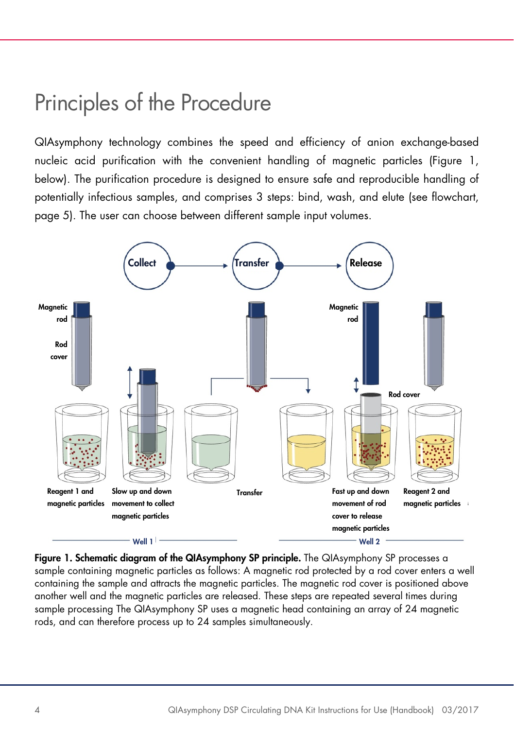# Principles of the Procedure

QIAsymphony technology combines the speed and efficiency of anion exchange-based nucleic acid purification with the convenient handling of magnetic particles (Figure 1, below). The purification procedure is designed to ensure safe and reproducible handling of potentially infectious samples, and comprises 3 steps: bind, wash, and elute (see flowchart, page 5). The user can choose between different sample input volumes.

**Figure 1. Schematic diagram of the QIAsymphony SP principle.** The QIAsymphony SP processes a sample containing magnetic particles as follows: A magnetic rod protected by a rod cover enters a well containing the sample and attracts the magnetic particles. The magnetic rod cover is positioned above another well and the magnetic particles are released. These steps are repeated several times during sample processing The QIAsymphony SP uses a magnetic head containing an array of 24 magnetic rods, and can therefore process up to 24 samples simultaneously.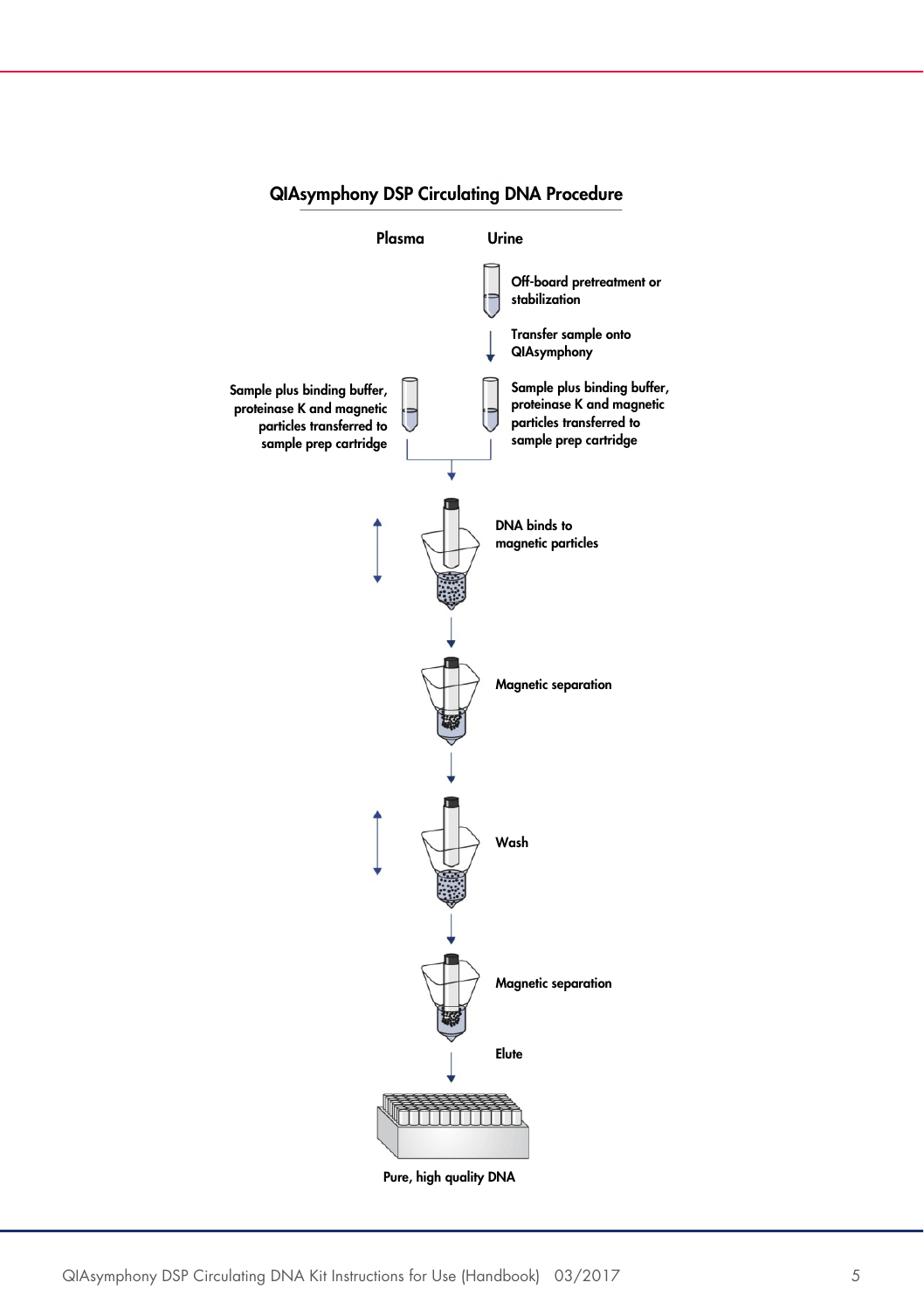## QIAsymphony DSP Circulating DNA Procedure

**Plasma** | **Urine**

**Urine:**

Off-board pretreatment or stabilization

Transfer sample onto QIAsymphony

Sample plus binding buffer, proteinase K and magnetic particles transferred to sample prep cartridge

**Plasma:**

Sample plus binding buffer, proteinase K and magnetic particles transferred to sample prep cartridge

DNA binds to magnetic particles

Magnetic separation

Wash

Magnetic separation

Elute

Pure, high quality DNA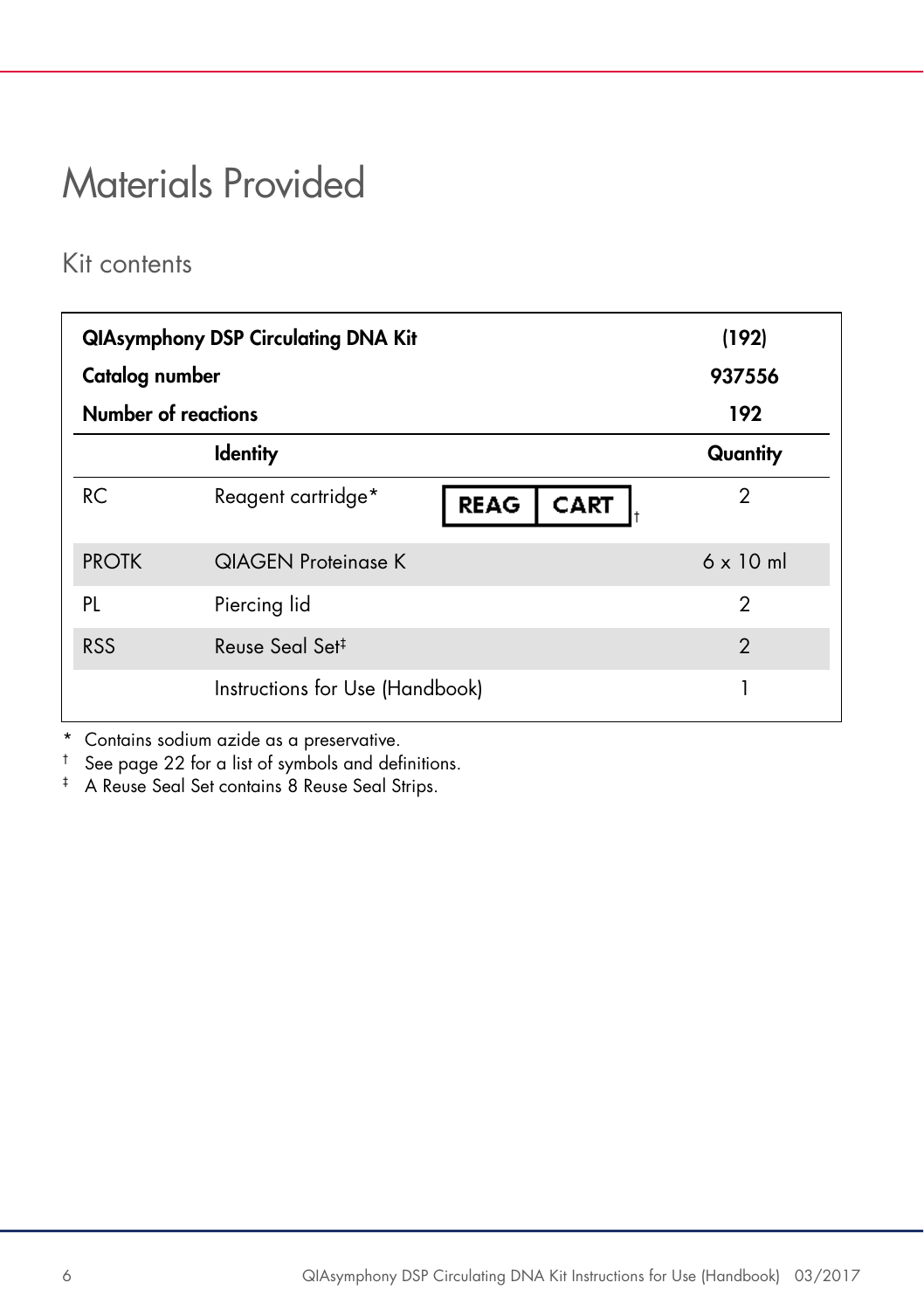# Materials Provided

## Kit contents

| **QIAsymphony DSP Circulating DNA Kit** | | **(192)** |
|---|---|---|
| **Catalog number** | | **937556** |
| **Number of reactions** | | **192** |
| | **Identity** | **Quantity** |
| RC | Reagent cartridge* REAG CART† | 2 |
| PROTK | QIAGEN Proteinase K | 6 x 10 ml |
| PL | Piercing lid | 2 |
| RSS | Reuse Seal Set‡ | 2 |
| | Instructions for Use (Handbook) | 1 |

\* Contains sodium azide as a preservative.

† See page 22 for a list of symbols and definitions.

‡ A Reuse Seal Set contains 8 Reuse Seal Strips.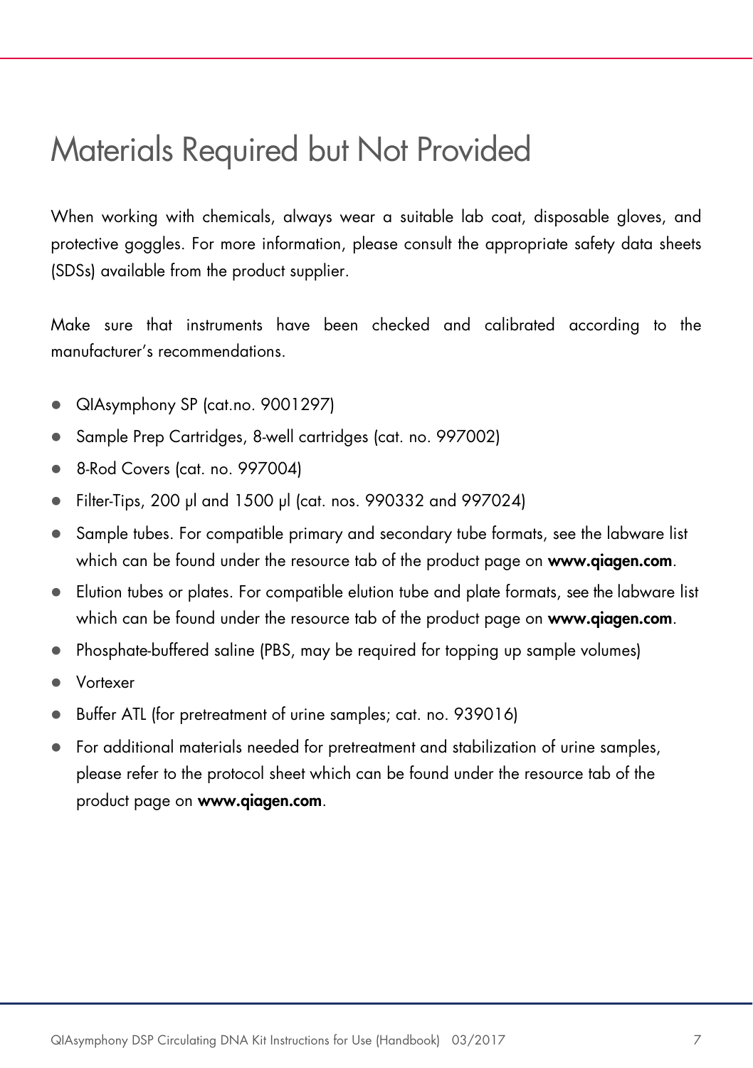# Materials Required but Not Provided

When working with chemicals, always wear a suitable lab coat, disposable gloves, and protective goggles. For more information, please consult the appropriate safety data sheets (SDSs) available from the product supplier.

Make sure that instruments have been checked and calibrated according to the manufacturer's recommendations.

- QIAsymphony SP (cat.no. 9001297)
- Sample Prep Cartridges, 8-well cartridges (cat. no. 997002)
- 8-Rod Covers (cat. no. 997004)
- Filter-Tips, 200 µl and 1500 µl (cat. nos. 990332 and 997024)
- Sample tubes. For compatible primary and secondary tube formats, see the labware list which can be found under the resource tab of the product page on **www.qiagen.com**.
- Elution tubes or plates. For compatible elution tube and plate formats, see the labware list which can be found under the resource tab of the product page on **www.qiagen.com**.
- Phosphate-buffered saline (PBS, may be required for topping up sample volumes)
- Vortexer
- Buffer ATL (for pretreatment of urine samples; cat. no. 939016)
- For additional materials needed for pretreatment and stabilization of urine samples, please refer to the protocol sheet which can be found under the resource tab of the product page on **www.qiagen.com**.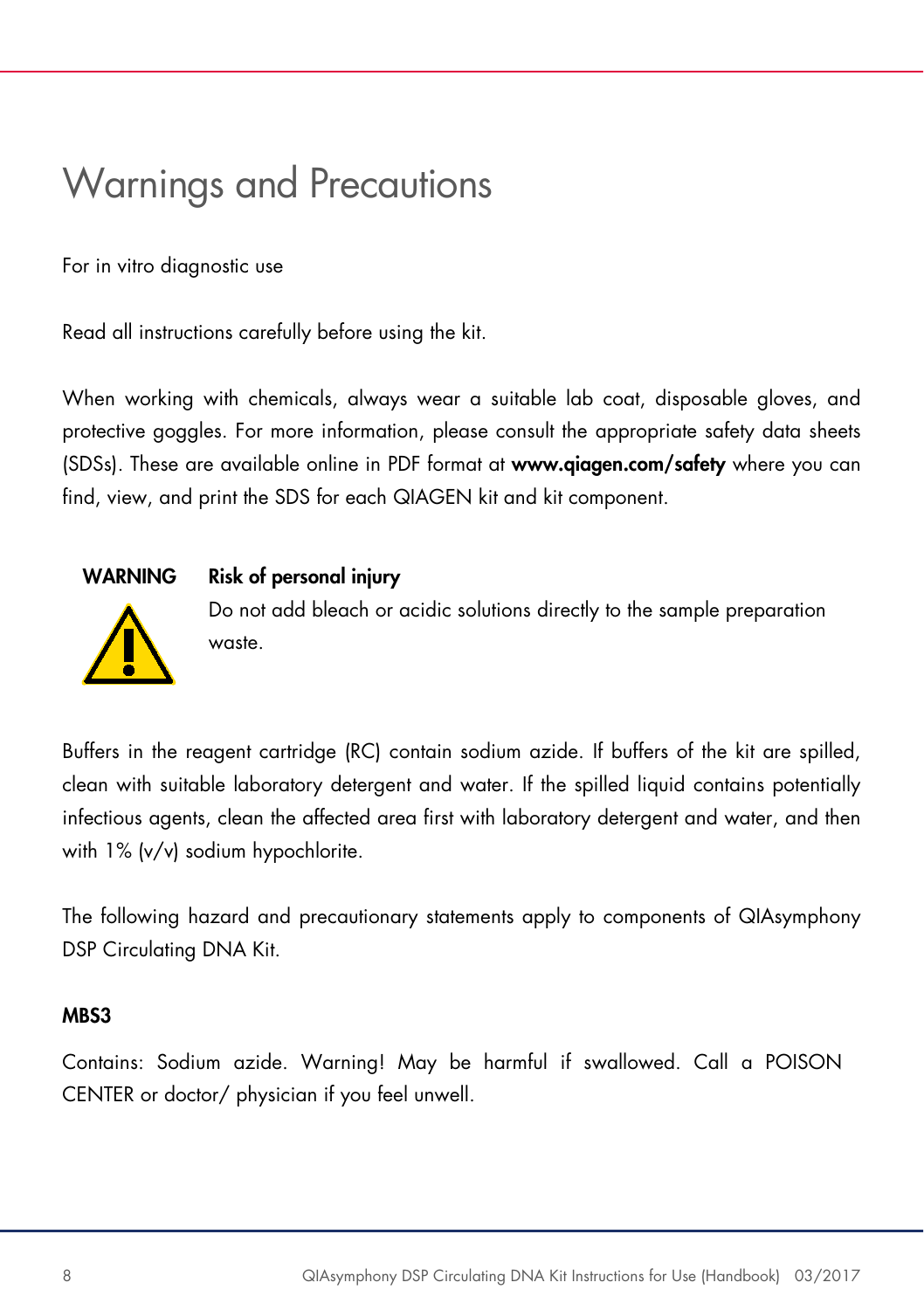# Warnings and Precautions

For in vitro diagnostic use

Read all instructions carefully before using the kit.

When working with chemicals, always wear a suitable lab coat, disposable gloves, and protective goggles. For more information, please consult the appropriate safety data sheets (SDSs). These are available online in PDF format at **www.qiagen.com/safety** where you can find, view, and print the SDS for each QIAGEN kit and kit component.

| **WARNING** | **Risk of personal injury** |
| --- | --- |
| | Do not add bleach or acidic solutions directly to the sample preparation waste. |

Buffers in the reagent cartridge (RC) contain sodium azide. If buffers of the kit are spilled, clean with suitable laboratory detergent and water. If the spilled liquid contains potentially infectious agents, clean the affected area first with laboratory detergent and water, and then with 1% (v/v) sodium hypochlorite.

The following hazard and precautionary statements apply to components of QIAsymphony DSP Circulating DNA Kit.

**MBS3**

Contains: Sodium azide. Warning! May be harmful if swallowed. Call a POISON CENTER or doctor/ physician if you feel unwell.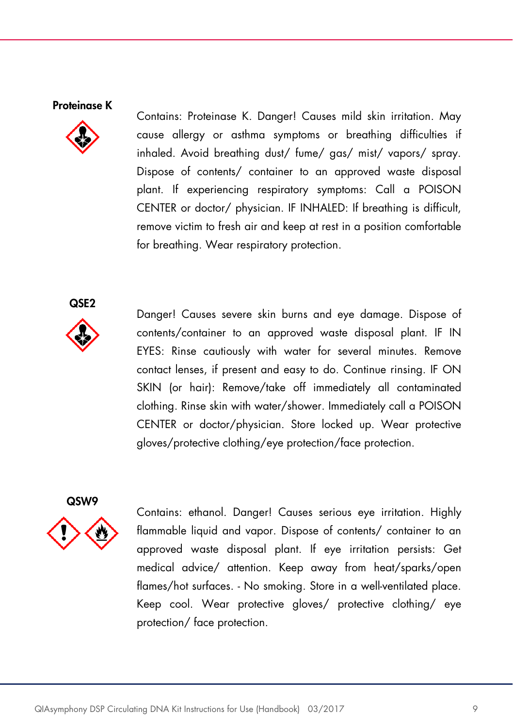**Proteinase K**

Contains: Proteinase K. Danger! Causes mild skin irritation. May cause allergy or asthma symptoms or breathing difficulties if inhaled. Avoid breathing dust/ fume/ gas/ mist/ vapors/ spray. Dispose of contents/ container to an approved waste disposal plant. If experiencing respiratory symptoms: Call a POISON CENTER or doctor/ physician. IF INHALED: If breathing is difficult, remove victim to fresh air and keep at rest in a position comfortable for breathing. Wear respiratory protection.

**QSE2**

Danger! Causes severe skin burns and eye damage. Dispose of contents/container to an approved waste disposal plant. IF IN EYES: Rinse cautiously with water for several minutes. Remove contact lenses, if present and easy to do. Continue rinsing. IF ON SKIN (or hair): Remove/take off immediately all contaminated clothing. Rinse skin with water/shower. Immediately call a POISON CENTER or doctor/physician. Store locked up. Wear protective gloves/protective clothing/eye protection/face protection.

**QSW9**

Contains: ethanol. Danger! Causes serious eye irritation. Highly flammable liquid and vapor. Dispose of contents/ container to an approved waste disposal plant. If eye irritation persists: Get medical advice/ attention. Keep away from heat/sparks/open flames/hot surfaces. - No smoking. Store in a well-ventilated place. Keep cool. Wear protective gloves/ protective clothing/ eye protection/ face protection.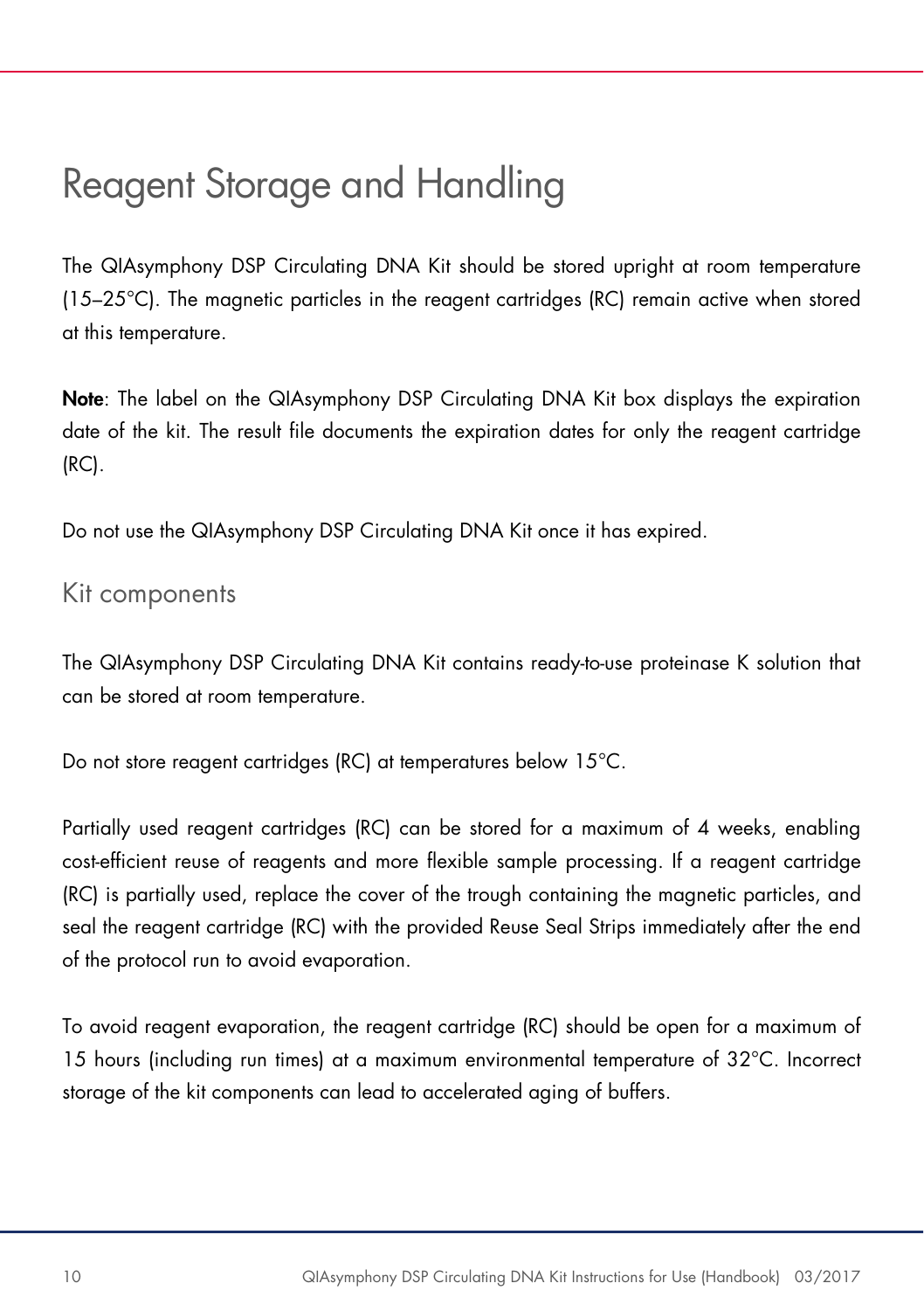# Reagent Storage and Handling

The QIAsymphony DSP Circulating DNA Kit should be stored upright at room temperature (15–25°C). The magnetic particles in the reagent cartridges (RC) remain active when stored at this temperature.

**Note**: The label on the QIAsymphony DSP Circulating DNA Kit box displays the expiration date of the kit. The result file documents the expiration dates for only the reagent cartridge (RC).

Do not use the QIAsymphony DSP Circulating DNA Kit once it has expired.

## Kit components

The QIAsymphony DSP Circulating DNA Kit contains ready-to-use proteinase K solution that can be stored at room temperature.

Do not store reagent cartridges (RC) at temperatures below 15°C.

Partially used reagent cartridges (RC) can be stored for a maximum of 4 weeks, enabling cost-efficient reuse of reagents and more flexible sample processing. If a reagent cartridge (RC) is partially used, replace the cover of the trough containing the magnetic particles, and seal the reagent cartridge (RC) with the provided Reuse Seal Strips immediately after the end of the protocol run to avoid evaporation.

To avoid reagent evaporation, the reagent cartridge (RC) should be open for a maximum of 15 hours (including run times) at a maximum environmental temperature of 32°C. Incorrect storage of the kit components can lead to accelerated aging of buffers.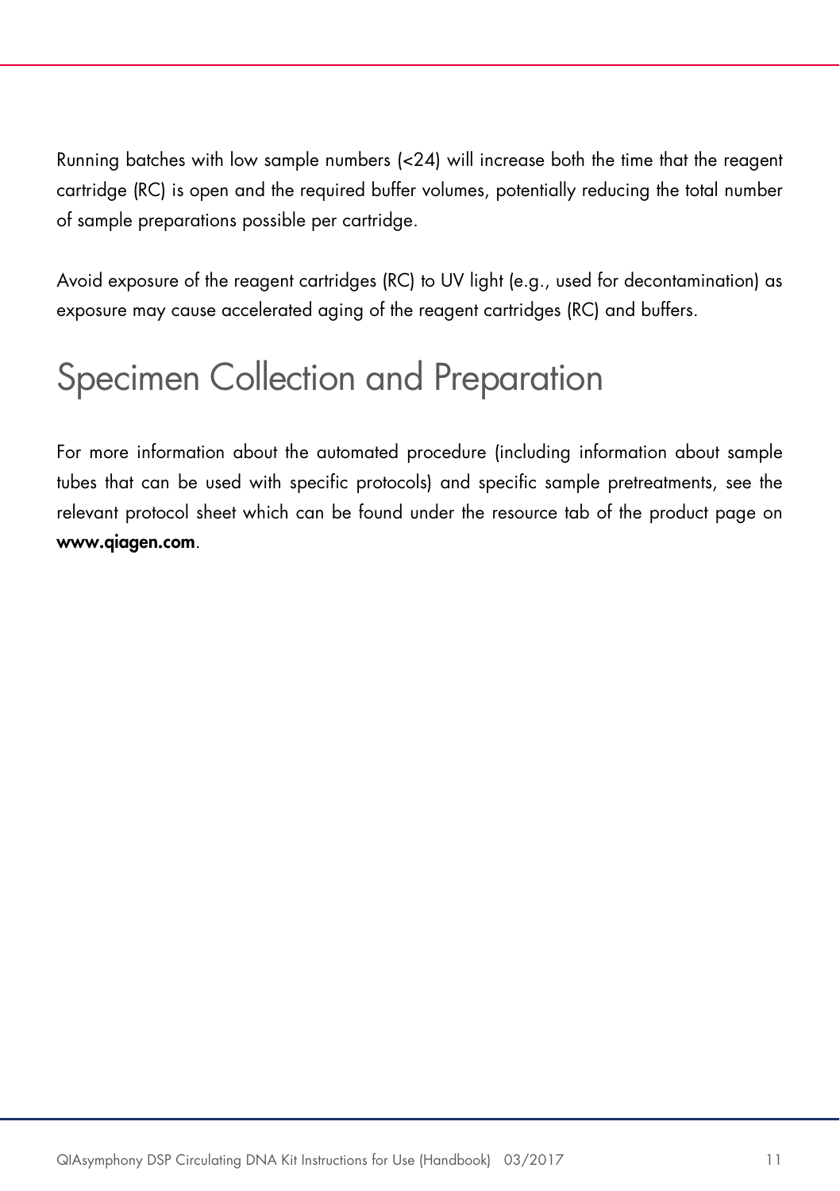Running batches with low sample numbers (<24) will increase both the time that the reagent cartridge (RC) is open and the required buffer volumes, potentially reducing the total number of sample preparations possible per cartridge.

Avoid exposure of the reagent cartridges (RC) to UV light (e.g., used for decontamination) as exposure may cause accelerated aging of the reagent cartridges (RC) and buffers.

# Specimen Collection and Preparation

For more information about the automated procedure (including information about sample tubes that can be used with specific protocols) and specific sample pretreatments, see the relevant protocol sheet which can be found under the resource tab of the product page on **www.qiagen.com**.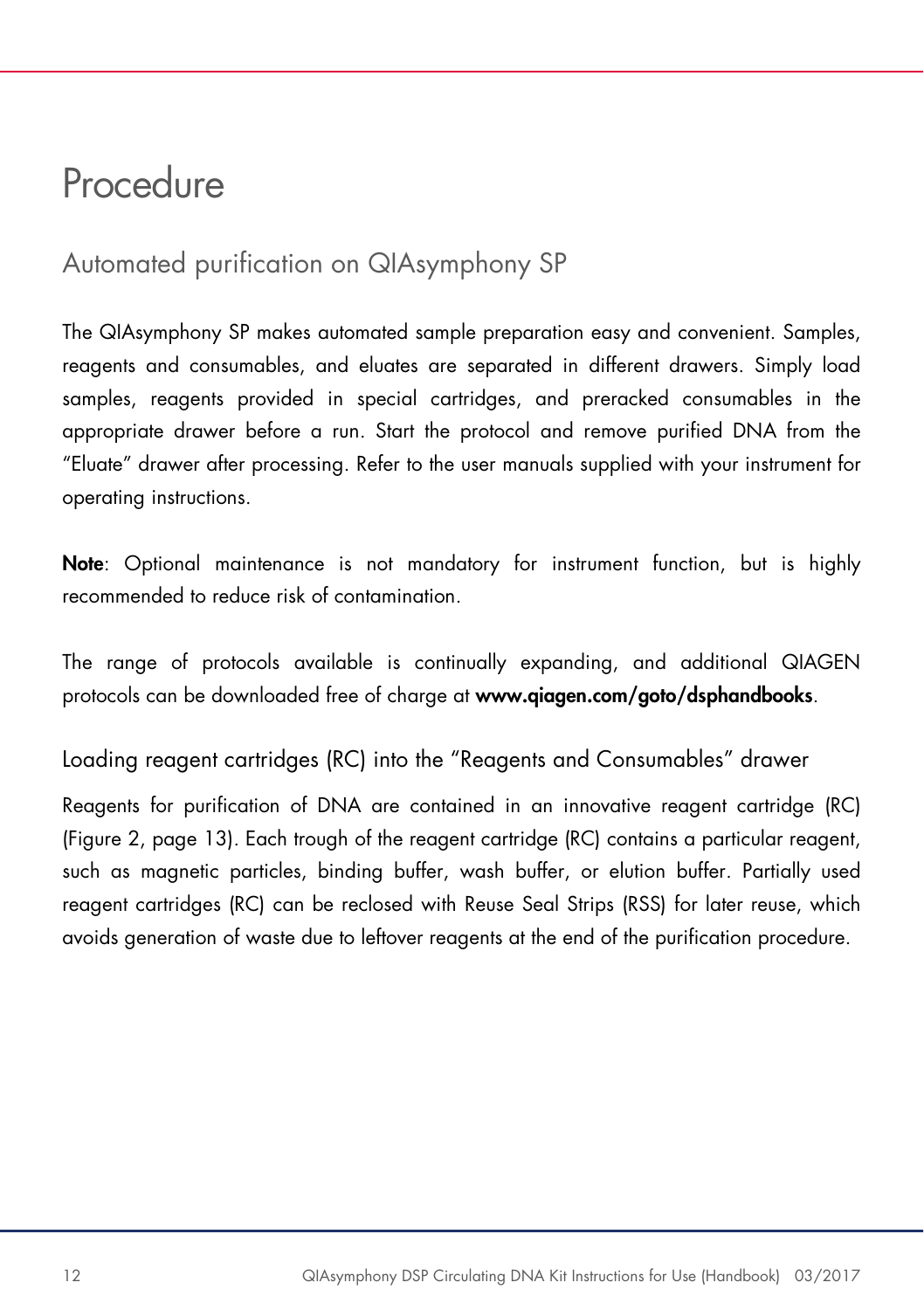# Procedure

## Automated purification on QIAsymphony SP

The QIAsymphony SP makes automated sample preparation easy and convenient. Samples, reagents and consumables, and eluates are separated in different drawers. Simply load samples, reagents provided in special cartridges, and preracked consumables in the appropriate drawer before a run. Start the protocol and remove purified DNA from the "Eluate" drawer after processing. Refer to the user manuals supplied with your instrument for operating instructions.

**Note**: Optional maintenance is not mandatory for instrument function, but is highly recommended to reduce risk of contamination.

The range of protocols available is continually expanding, and additional QIAGEN protocols can be downloaded free of charge at **www.qiagen.com/goto/dsphandbooks**.

### Loading reagent cartridges (RC) into the "Reagents and Consumables" drawer

Reagents for purification of DNA are contained in an innovative reagent cartridge (RC) (Figure 2, page 13). Each trough of the reagent cartridge (RC) contains a particular reagent, such as magnetic particles, binding buffer, wash buffer, or elution buffer. Partially used reagent cartridges (RC) can be reclosed with Reuse Seal Strips (RSS) for later reuse, which avoids generation of waste due to leftover reagents at the end of the purification procedure.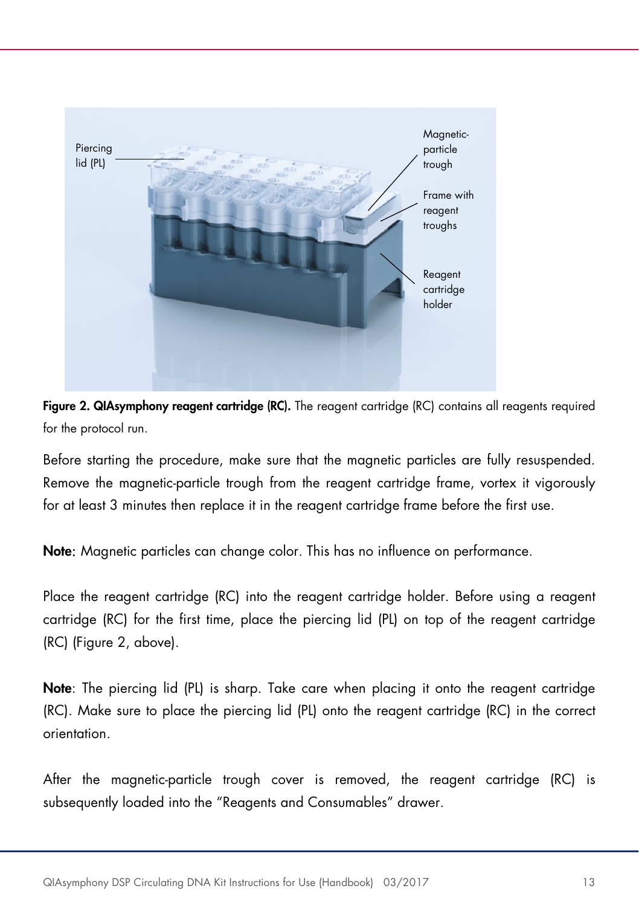Piercing lid (PL)

Magnetic-particle trough

Frame with reagent troughs

Reagent cartridge holder

**Figure 2. QIAsymphony reagent cartridge (RC).** The reagent cartridge (RC) contains all reagents required for the protocol run.

Before starting the procedure, make sure that the magnetic particles are fully resuspended. Remove the magnetic-particle trough from the reagent cartridge frame, vortex it vigorously for at least 3 minutes then replace it in the reagent cartridge frame before the first use.

**Note**: Magnetic particles can change color. This has no influence on performance.

Place the reagent cartridge (RC) into the reagent cartridge holder. Before using a reagent cartridge (RC) for the first time, place the piercing lid (PL) on top of the reagent cartridge (RC) (Figure 2, above).

**Note**: The piercing lid (PL) is sharp. Take care when placing it onto the reagent cartridge (RC). Make sure to place the piercing lid (PL) onto the reagent cartridge (RC) in the correct orientation.

After the magnetic-particle trough cover is removed, the reagent cartridge (RC) is subsequently loaded into the "Reagents and Consumables" drawer.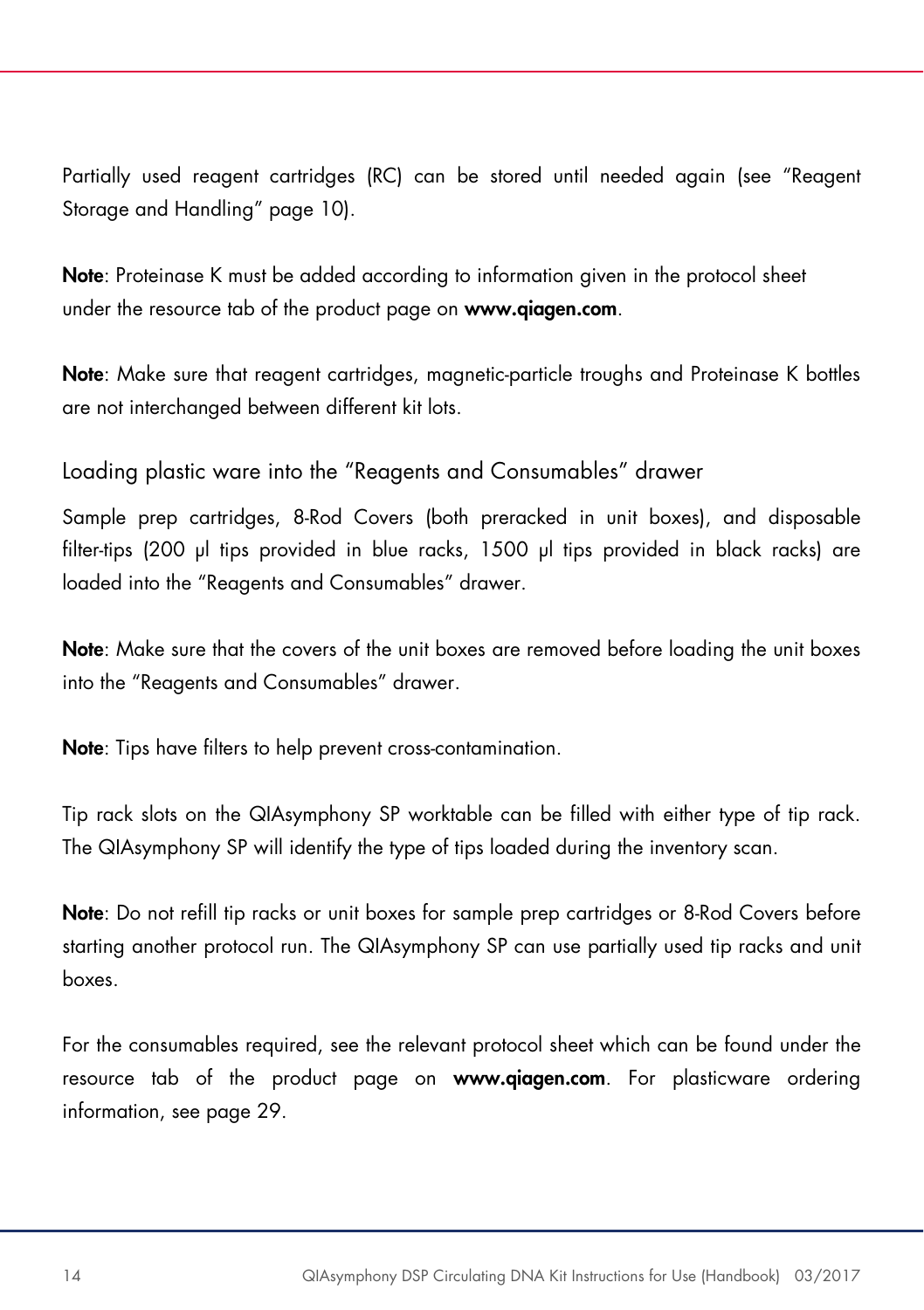Partially used reagent cartridges (RC) can be stored until needed again (see "Reagent Storage and Handling" page 10).

**Note**: Proteinase K must be added according to information given in the protocol sheet under the resource tab of the product page on **www.qiagen.com**.

**Note**: Make sure that reagent cartridges, magnetic-particle troughs and Proteinase K bottles are not interchanged between different kit lots.

### Loading plastic ware into the "Reagents and Consumables" drawer

Sample prep cartridges, 8-Rod Covers (both preracked in unit boxes), and disposable filter-tips (200 µl tips provided in blue racks, 1500 µl tips provided in black racks) are loaded into the "Reagents and Consumables" drawer.

**Note**: Make sure that the covers of the unit boxes are removed before loading the unit boxes into the "Reagents and Consumables" drawer.

**Note**: Tips have filters to help prevent cross-contamination.

Tip rack slots on the QIAsymphony SP worktable can be filled with either type of tip rack. The QIAsymphony SP will identify the type of tips loaded during the inventory scan.

**Note**: Do not refill tip racks or unit boxes for sample prep cartridges or 8-Rod Covers before starting another protocol run. The QIAsymphony SP can use partially used tip racks and unit boxes.

For the consumables required, see the relevant protocol sheet which can be found under the resource tab of the product page on **www.qiagen.com**. For plasticware ordering information, see page 29.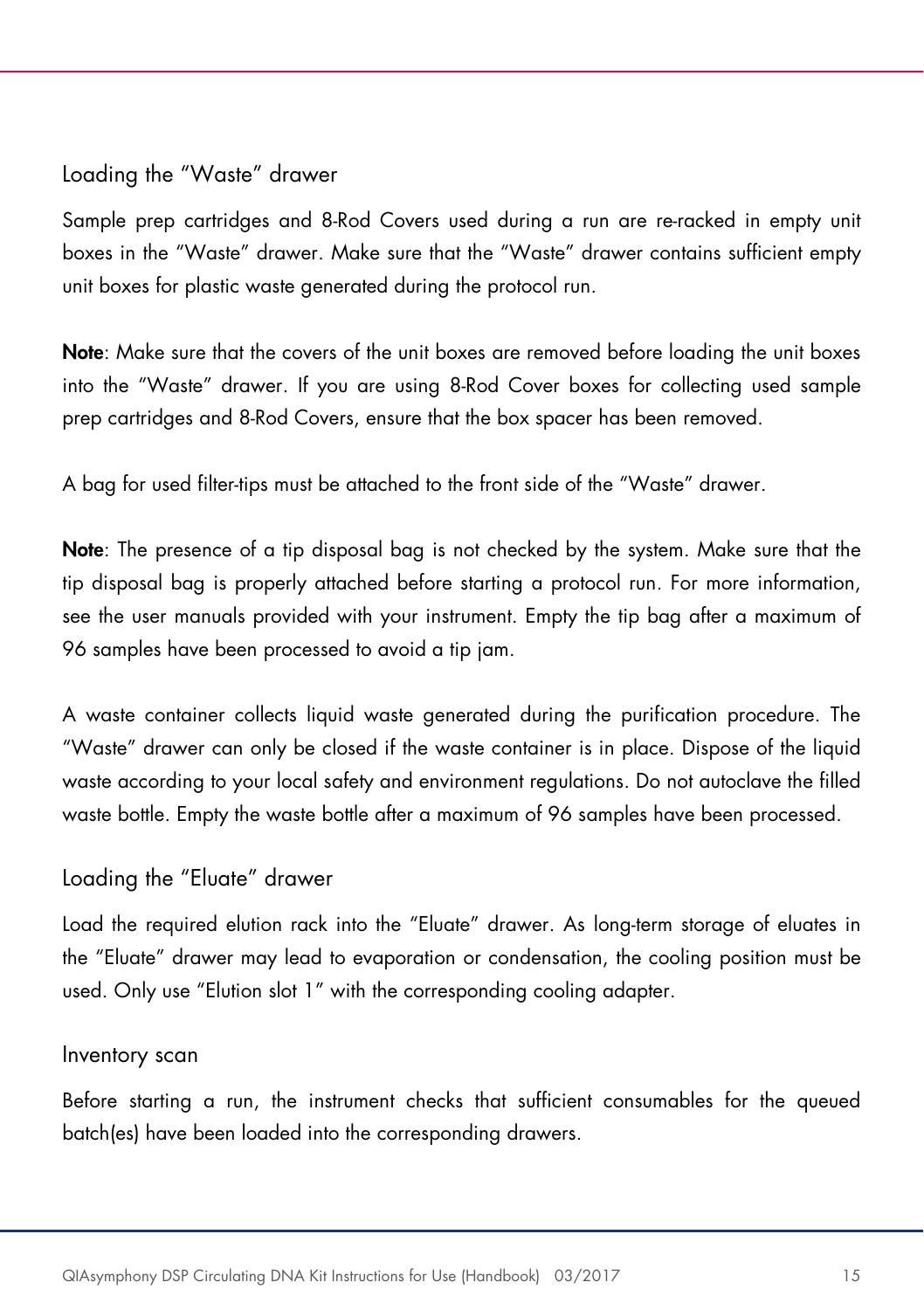### Loading the "Waste" drawer

Sample prep cartridges and 8-Rod Covers used during a run are re-racked in empty unit boxes in the "Waste" drawer. Make sure that the "Waste" drawer contains sufficient empty unit boxes for plastic waste generated during the protocol run.

**Note**: Make sure that the covers of the unit boxes are removed before loading the unit boxes into the "Waste" drawer. If you are using 8-Rod Cover boxes for collecting used sample prep cartridges and 8-Rod Covers, ensure that the box spacer has been removed.

A bag for used filter-tips must be attached to the front side of the "Waste" drawer.

**Note**: The presence of a tip disposal bag is not checked by the system. Make sure that the tip disposal bag is properly attached before starting a protocol run. For more information, see the user manuals provided with your instrument. Empty the tip bag after a maximum of 96 samples have been processed to avoid a tip jam.

A waste container collects liquid waste generated during the purification procedure. The "Waste" drawer can only be closed if the waste container is in place. Dispose of the liquid waste according to your local safety and environment regulations. Do not autoclave the filled waste bottle. Empty the waste bottle after a maximum of 96 samples have been processed.

### Loading the "Eluate" drawer

Load the required elution rack into the "Eluate" drawer. As long-term storage of eluates in the "Eluate" drawer may lead to evaporation or condensation, the cooling position must be used. Only use "Elution slot 1" with the corresponding cooling adapter.

### Inventory scan

Before starting a run, the instrument checks that sufficient consumables for the queued batch(es) have been loaded into the corresponding drawers.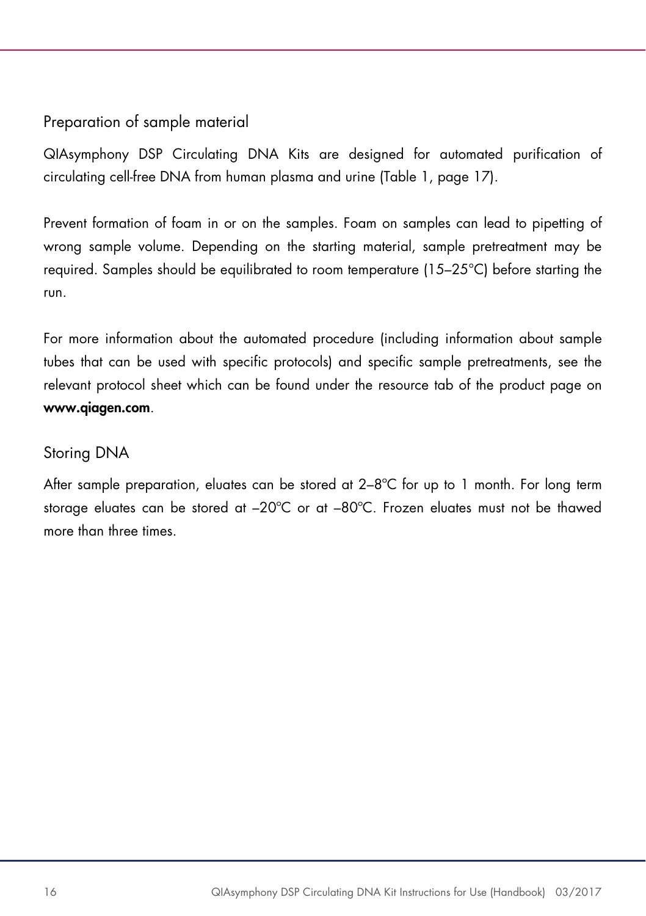## Preparation of sample material

QIAsymphony DSP Circulating DNA Kits are designed for automated purification of circulating cell-free DNA from human plasma and urine (Table 1, page 17).

Prevent formation of foam in or on the samples. Foam on samples can lead to pipetting of wrong sample volume. Depending on the starting material, sample pretreatment may be required. Samples should be equilibrated to room temperature (15–25°C) before starting the run.

For more information about the automated procedure (including information about sample tubes that can be used with specific protocols) and specific sample pretreatments, see the relevant protocol sheet which can be found under the resource tab of the product page on **www.qiagen.com**.

## Storing DNA

After sample preparation, eluates can be stored at 2–8°C for up to 1 month. For long term storage eluates can be stored at –20°C or at –80°C. Frozen eluates must not be thawed more than three times.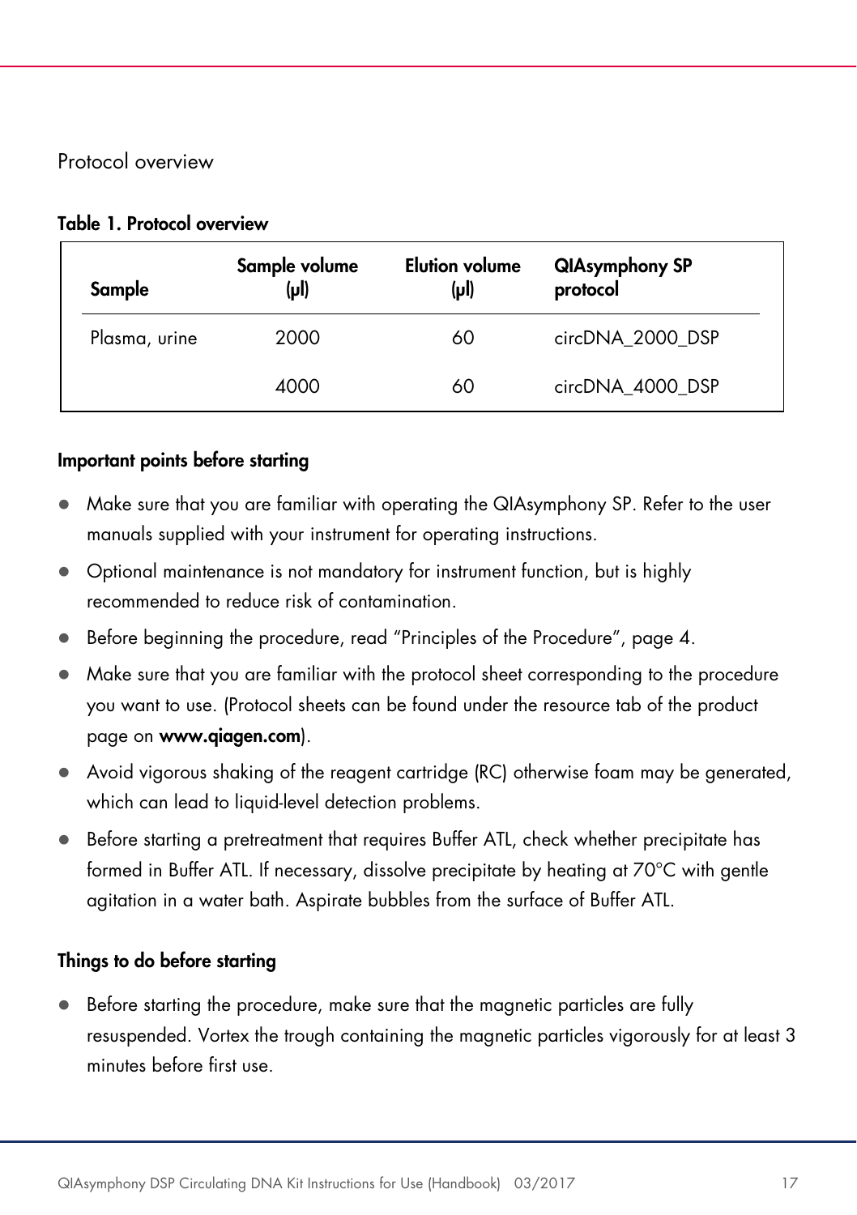## Protocol overview

**Table 1. Protocol overview**

| Sample | Sample volume (µl) | Elution volume (µl) | QIAsymphony SP protocol |
|---|---|---|---|
| Plasma, urine | 2000 | 60 | circDNA_2000_DSP |
| | 4000 | 60 | circDNA_4000_DSP |

### Important points before starting

- Make sure that you are familiar with operating the QIAsymphony SP. Refer to the user manuals supplied with your instrument for operating instructions.
- Optional maintenance is not mandatory for instrument function, but is highly recommended to reduce risk of contamination.
- Before beginning the procedure, read "Principles of the Procedure", page 4.
- Make sure that you are familiar with the protocol sheet corresponding to the procedure you want to use. (Protocol sheets can be found under the resource tab of the product page on **www.qiagen.com**).
- Avoid vigorous shaking of the reagent cartridge (RC) otherwise foam may be generated, which can lead to liquid-level detection problems.
- Before starting a pretreatment that requires Buffer ATL, check whether precipitate has formed in Buffer ATL. If necessary, dissolve precipitate by heating at 70°C with gentle agitation in a water bath. Aspirate bubbles from the surface of Buffer ATL.

### Things to do before starting

- Before starting the procedure, make sure that the magnetic particles are fully resuspended. Vortex the trough containing the magnetic particles vigorously for at least 3 minutes before first use.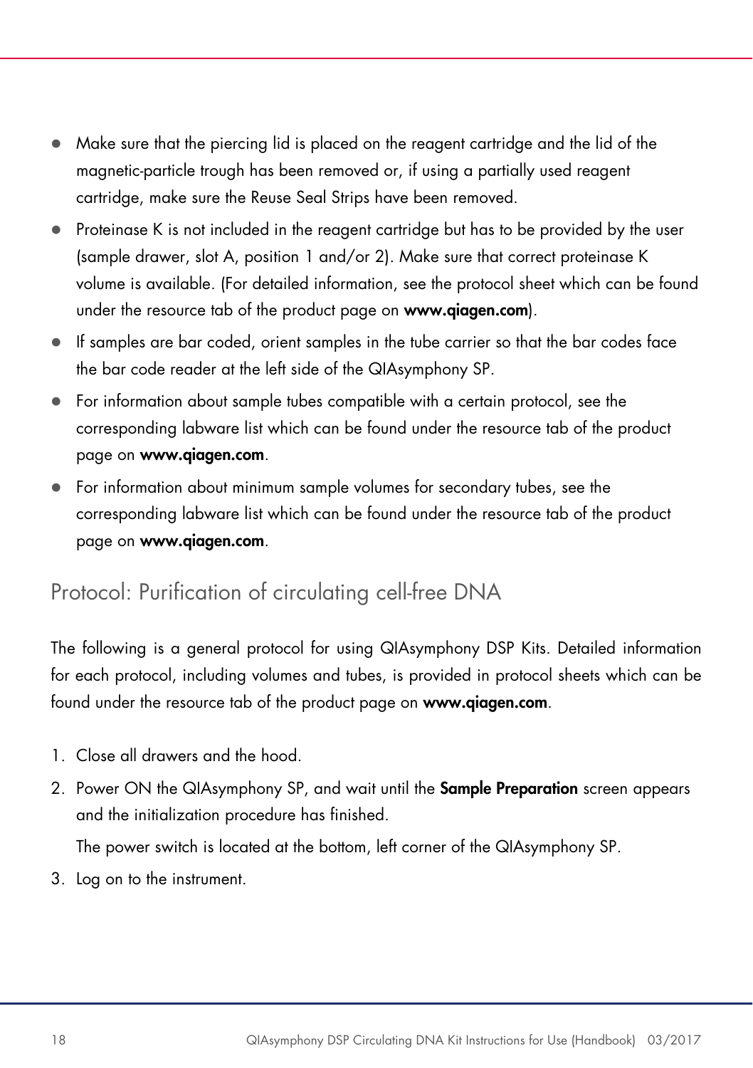- Make sure that the piercing lid is placed on the reagent cartridge and the lid of the magnetic-particle trough has been removed or, if using a partially used reagent cartridge, make sure the Reuse Seal Strips have been removed.
- Proteinase K is not included in the reagent cartridge but has to be provided by the user (sample drawer, slot A, position 1 and/or 2). Make sure that correct proteinase K volume is available. (For detailed information, see the protocol sheet which can be found under the resource tab of the product page on **www.qiagen.com**).
- If samples are bar coded, orient samples in the tube carrier so that the bar codes face the bar code reader at the left side of the QIAsymphony SP.
- For information about sample tubes compatible with a certain protocol, see the corresponding labware list which can be found under the resource tab of the product page on **www.qiagen.com**.
- For information about minimum sample volumes for secondary tubes, see the corresponding labware list which can be found under the resource tab of the product page on **www.qiagen.com**.

## Protocol: Purification of circulating cell-free DNA

The following is a general protocol for using QIAsymphony DSP Kits. Detailed information for each protocol, including volumes and tubes, is provided in protocol sheets which can be found under the resource tab of the product page on **www.qiagen.com**.

1. Close all drawers and the hood.
2. Power ON the QIAsymphony SP, and wait until the **Sample Preparation** screen appears and the initialization procedure has finished.

   The power switch is located at the bottom, left corner of the QIAsymphony SP.
3. Log on to the instrument.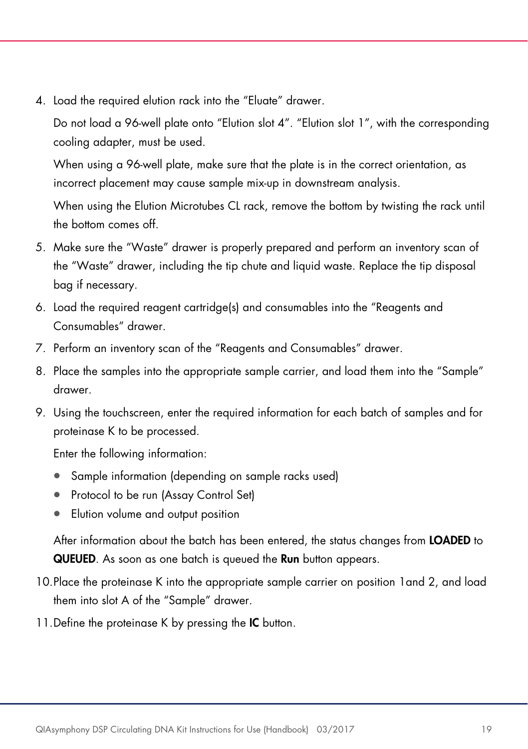4. Load the required elution rack into the “Eluate” drawer.

   Do not load a 96-well plate onto “Elution slot 4”. “Elution slot 1”, with the corresponding cooling adapter, must be used.

   When using a 96-well plate, make sure that the plate is in the correct orientation, as incorrect placement may cause sample mix-up in downstream analysis.

   When using the Elution Microtubes CL rack, remove the bottom by twisting the rack until the bottom comes off.

5. Make sure the “Waste” drawer is properly prepared and perform an inventory scan of the “Waste” drawer, including the tip chute and liquid waste. Replace the tip disposal bag if necessary.
6. Load the required reagent cartridge(s) and consumables into the “Reagents and Consumables” drawer.
7. Perform an inventory scan of the “Reagents and Consumables” drawer.
8. Place the samples into the appropriate sample carrier, and load them into the “Sample” drawer.
9. Using the touchscreen, enter the required information for each batch of samples and for proteinase K to be processed.

   Enter the following information:

   - Sample information (depending on sample racks used)
   - Protocol to be run (Assay Control Set)
   - Elution volume and output position

   After information about the batch has been entered, the status changes from **LOADED** to **QUEUED**. As soon as one batch is queued the **Run** button appears.

10. Place the proteinase K into the appropriate sample carrier on position 1and 2, and load them into slot A of the “Sample” drawer.
11. Define the proteinase K by pressing the **IC** button.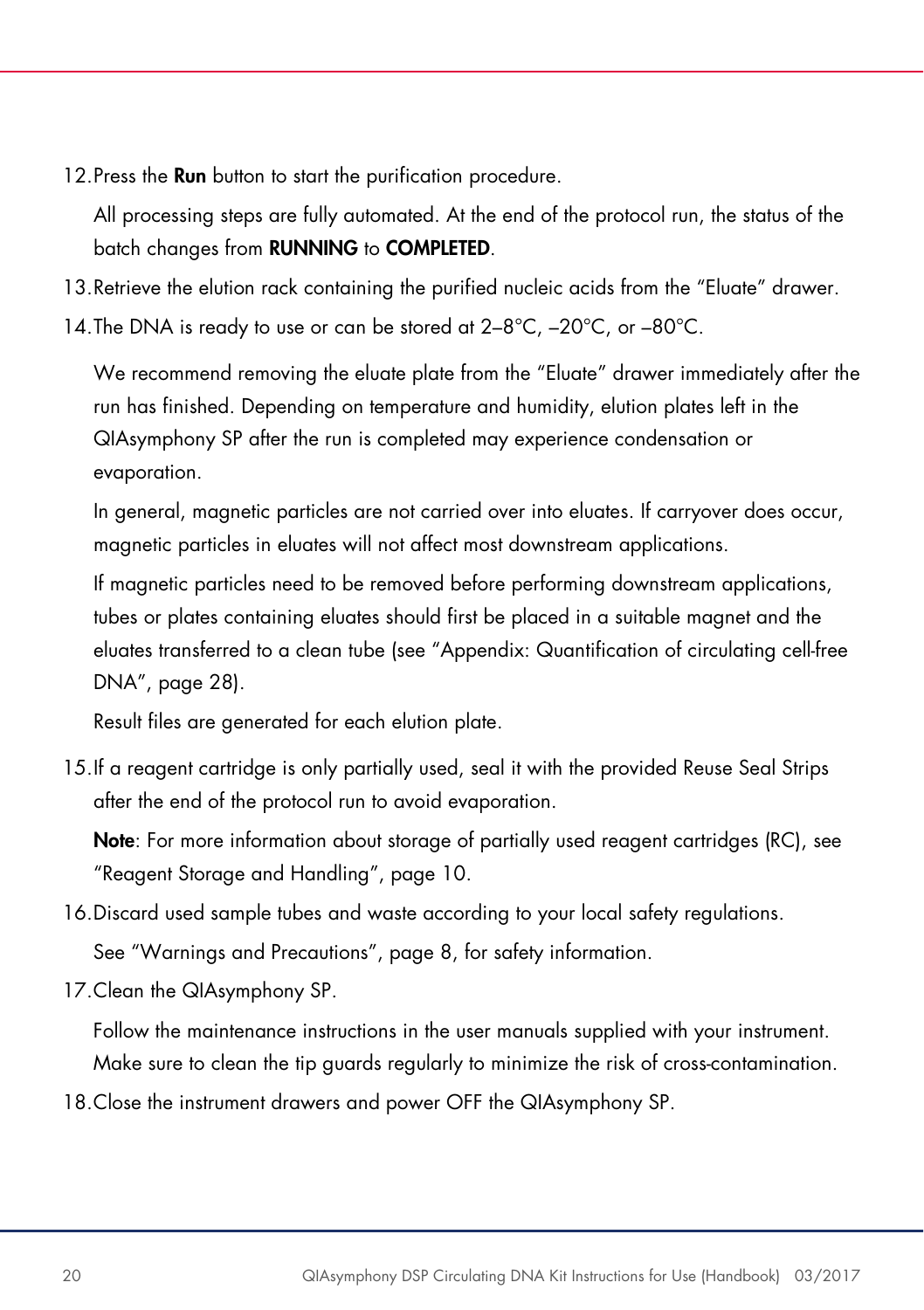12. Press the **Run** button to start the purification procedure.

    All processing steps are fully automated. At the end of the protocol run, the status of the batch changes from **RUNNING** to **COMPLETED**.

13. Retrieve the elution rack containing the purified nucleic acids from the "Eluate" drawer.

14. The DNA is ready to use or can be stored at 2–8°C, –20°C, or –80°C.

    We recommend removing the eluate plate from the "Eluate" drawer immediately after the run has finished. Depending on temperature and humidity, elution plates left in the QIAsymphony SP after the run is completed may experience condensation or evaporation.

    In general, magnetic particles are not carried over into eluates. If carryover does occur, magnetic particles in eluates will not affect most downstream applications.

    If magnetic particles need to be removed before performing downstream applications, tubes or plates containing eluates should first be placed in a suitable magnet and the eluates transferred to a clean tube (see "Appendix: Quantification of circulating cell-free DNA", page 28).

    Result files are generated for each elution plate.

15. If a reagent cartridge is only partially used, seal it with the provided Reuse Seal Strips after the end of the protocol run to avoid evaporation.

    **Note**: For more information about storage of partially used reagent cartridges (RC), see "Reagent Storage and Handling", page 10.

16. Discard used sample tubes and waste according to your local safety regulations.

    See "Warnings and Precautions", page 8, for safety information.

17. Clean the QIAsymphony SP.

    Follow the maintenance instructions in the user manuals supplied with your instrument. Make sure to clean the tip guards regularly to minimize the risk of cross-contamination.

18. Close the instrument drawers and power OFF the QIAsymphony SP.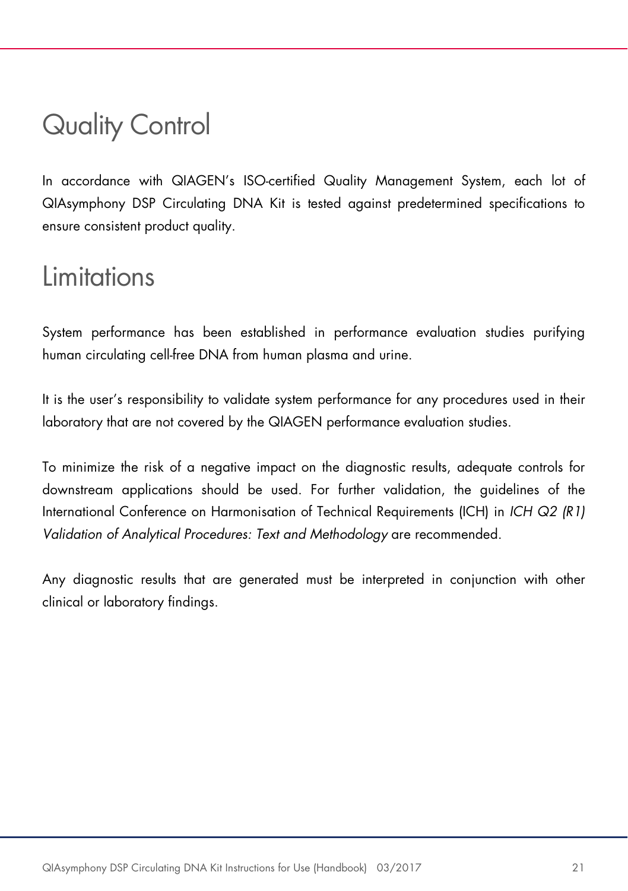# Quality Control

In accordance with QIAGEN's ISO-certified Quality Management System, each lot of QIAsymphony DSP Circulating DNA Kit is tested against predetermined specifications to ensure consistent product quality.

# Limitations

System performance has been established in performance evaluation studies purifying human circulating cell-free DNA from human plasma and urine.

It is the user's responsibility to validate system performance for any procedures used in their laboratory that are not covered by the QIAGEN performance evaluation studies.

To minimize the risk of a negative impact on the diagnostic results, adequate controls for downstream applications should be used. For further validation, the guidelines of the International Conference on Harmonisation of Technical Requirements (ICH) in *ICH Q2 (R1) Validation of Analytical Procedures: Text and Methodology* are recommended.

Any diagnostic results that are generated must be interpreted in conjunction with other clinical or laboratory findings.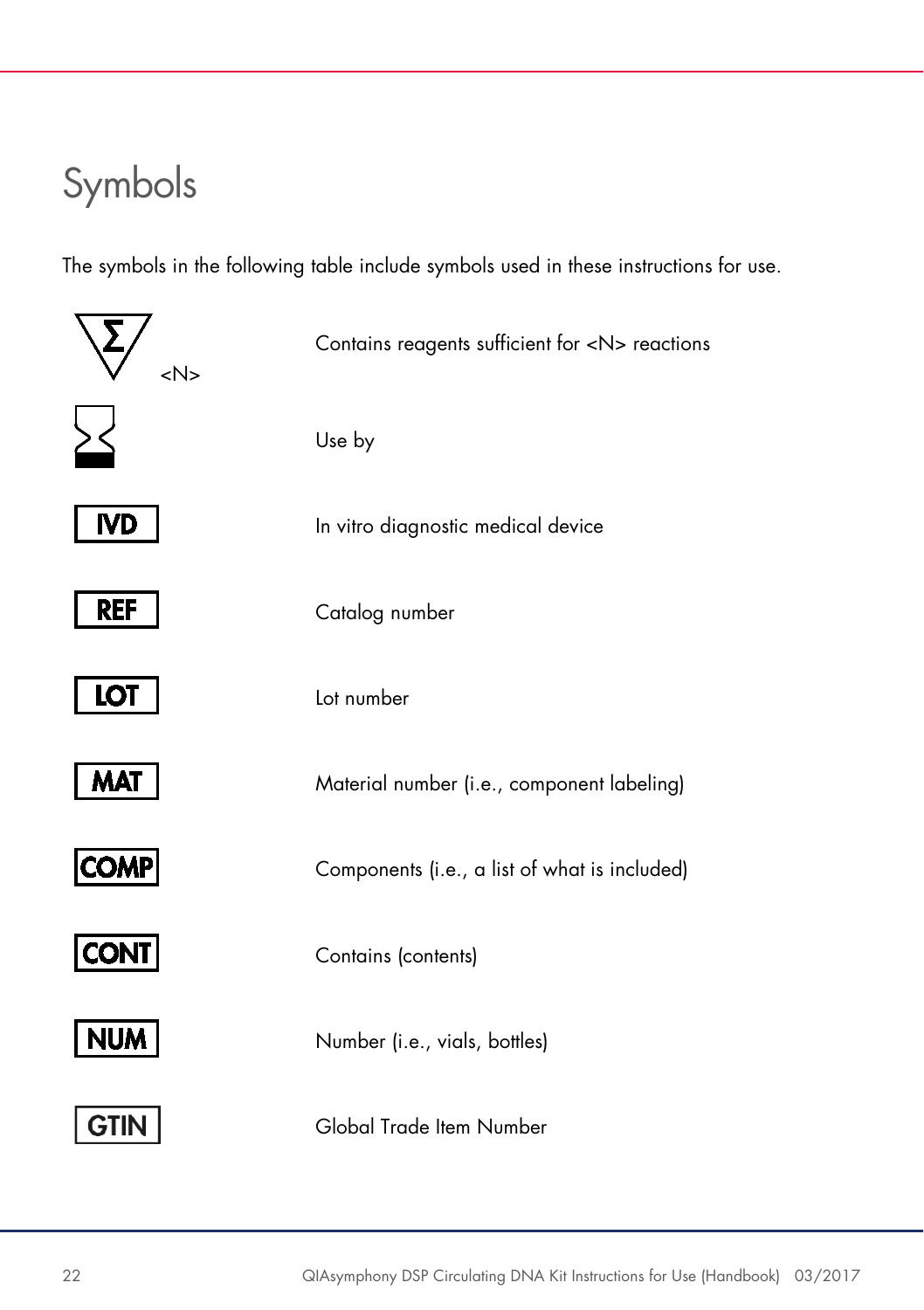# Symbols

The symbols in the following table include symbols used in these instructions for use.

| Symbol | Definition |
|---|---|
| Σ <N> | Contains reagents sufficient for <N> reactions |
| ⧖ | Use by |
| IVD | In vitro diagnostic medical device |
| REF | Catalog number |
| LOT | Lot number |
| MAT | Material number (i.e., component labeling) |
| COMP | Components (i.e., a list of what is included) |
| CONT | Contains (contents) |
| NUM | Number (i.e., vials, bottles) |
| GTIN | Global Trade Item Number |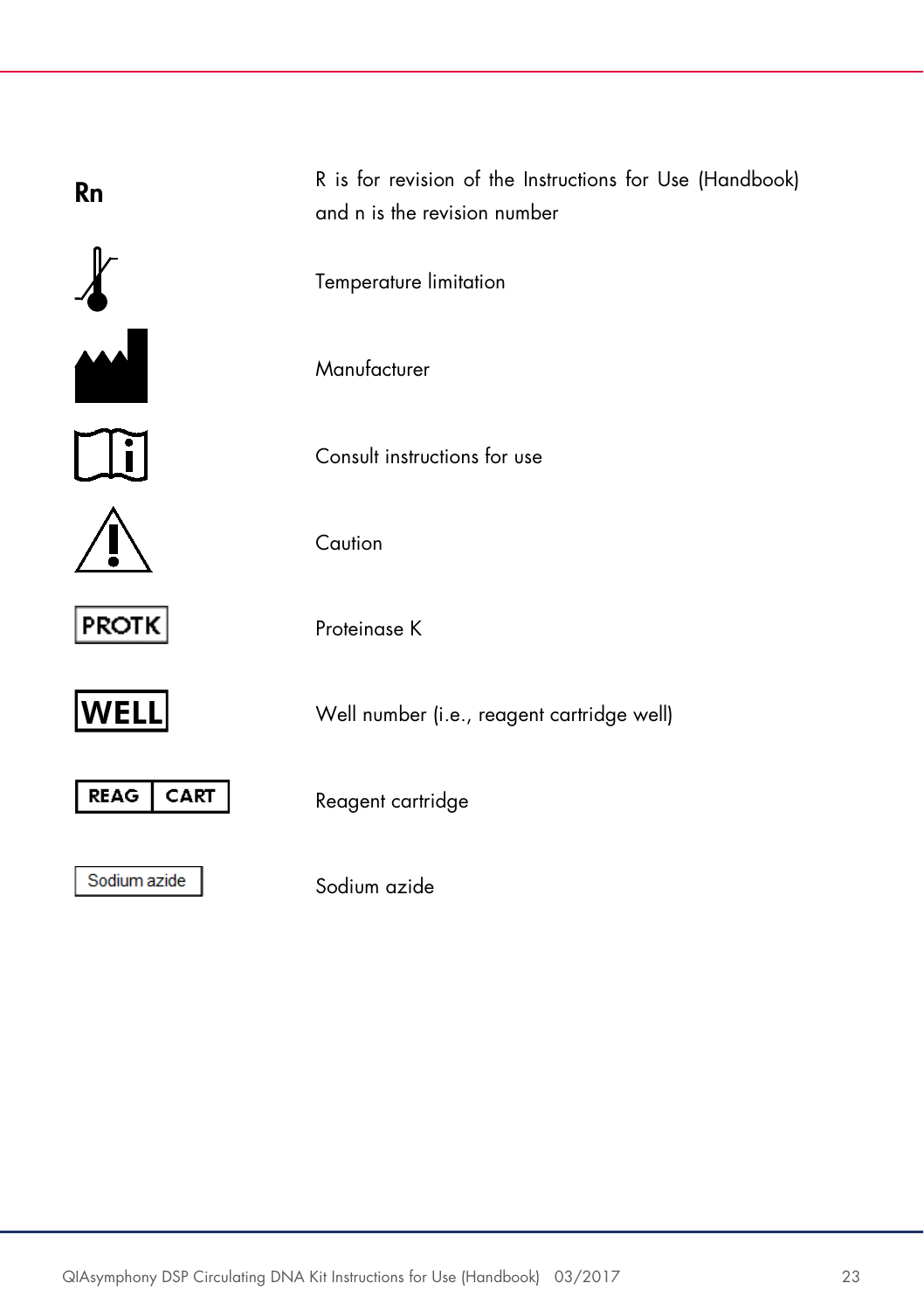| Symbol | Definition |
| --- | --- |
| **Rn** | R is for revision of the Instructions for Use (Handbook) and n is the revision number |
| | Temperature limitation |
| | Manufacturer |
| | Consult instructions for use |
| | Caution |
| PROTK | Proteinase K |
| WELL | Well number (i.e., reagent cartridge well) |
| REAG CART | Reagent cartridge |
| Sodium azide | Sodium azide |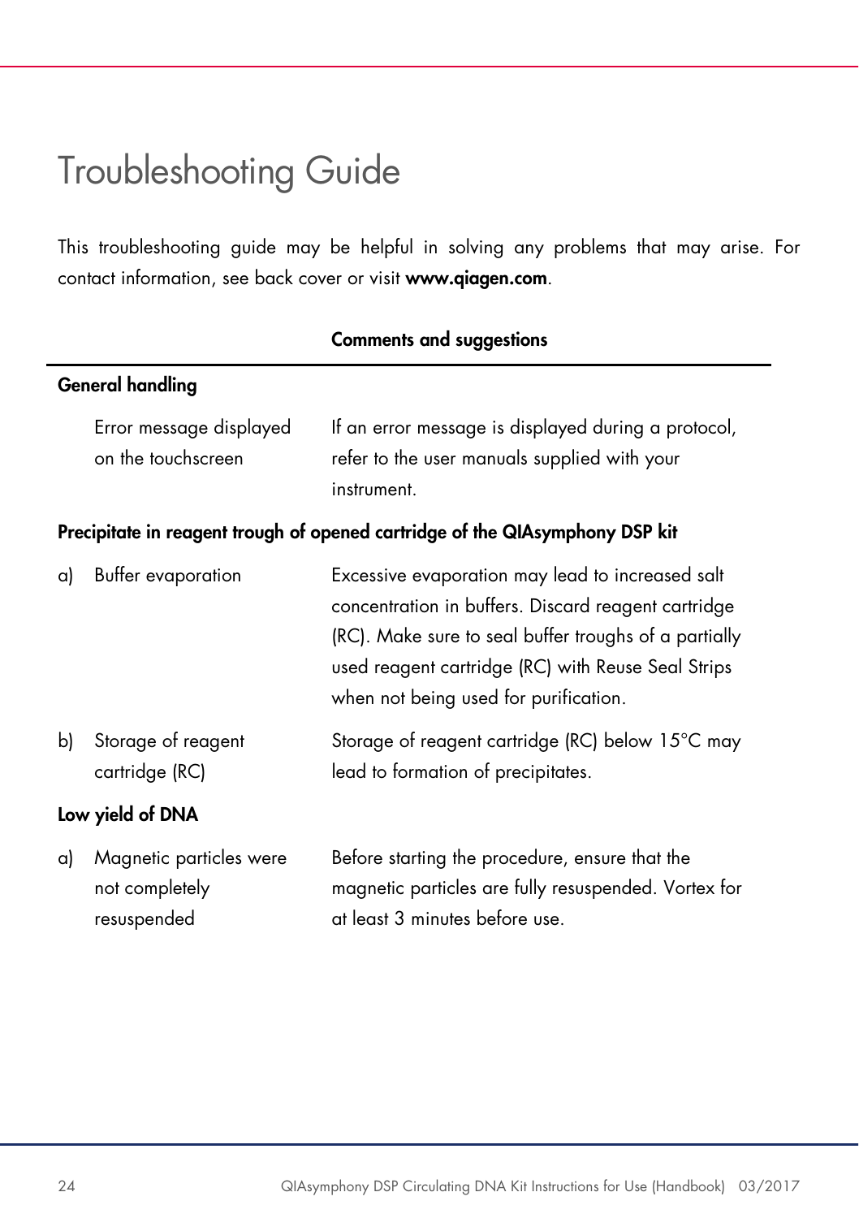# Troubleshooting Guide

This troubleshooting guide may be helpful in solving any problems that may arise. For contact information, see back cover or visit **www.qiagen.com**.

| | | Comments and suggestions |
|---|---|---|
| **General handling** | | |
| | Error message displayed on the touchscreen | If an error message is displayed during a protocol, refer to the user manuals supplied with your instrument. |
| **Precipitate in reagent trough of opened cartridge of the QIAsymphony DSP kit** | | |
| a) | Buffer evaporation | Excessive evaporation may lead to increased salt concentration in buffers. Discard reagent cartridge (RC). Make sure to seal buffer troughs of a partially used reagent cartridge (RC) with Reuse Seal Strips when not being used for purification. |
| b) | Storage of reagent cartridge (RC) | Storage of reagent cartridge (RC) below 15°C may lead to formation of precipitates. |
| **Low yield of DNA** | | |
| a) | Magnetic particles were not completely resuspended | Before starting the procedure, ensure that the magnetic particles are fully resuspended. Vortex for at least 3 minutes before use. |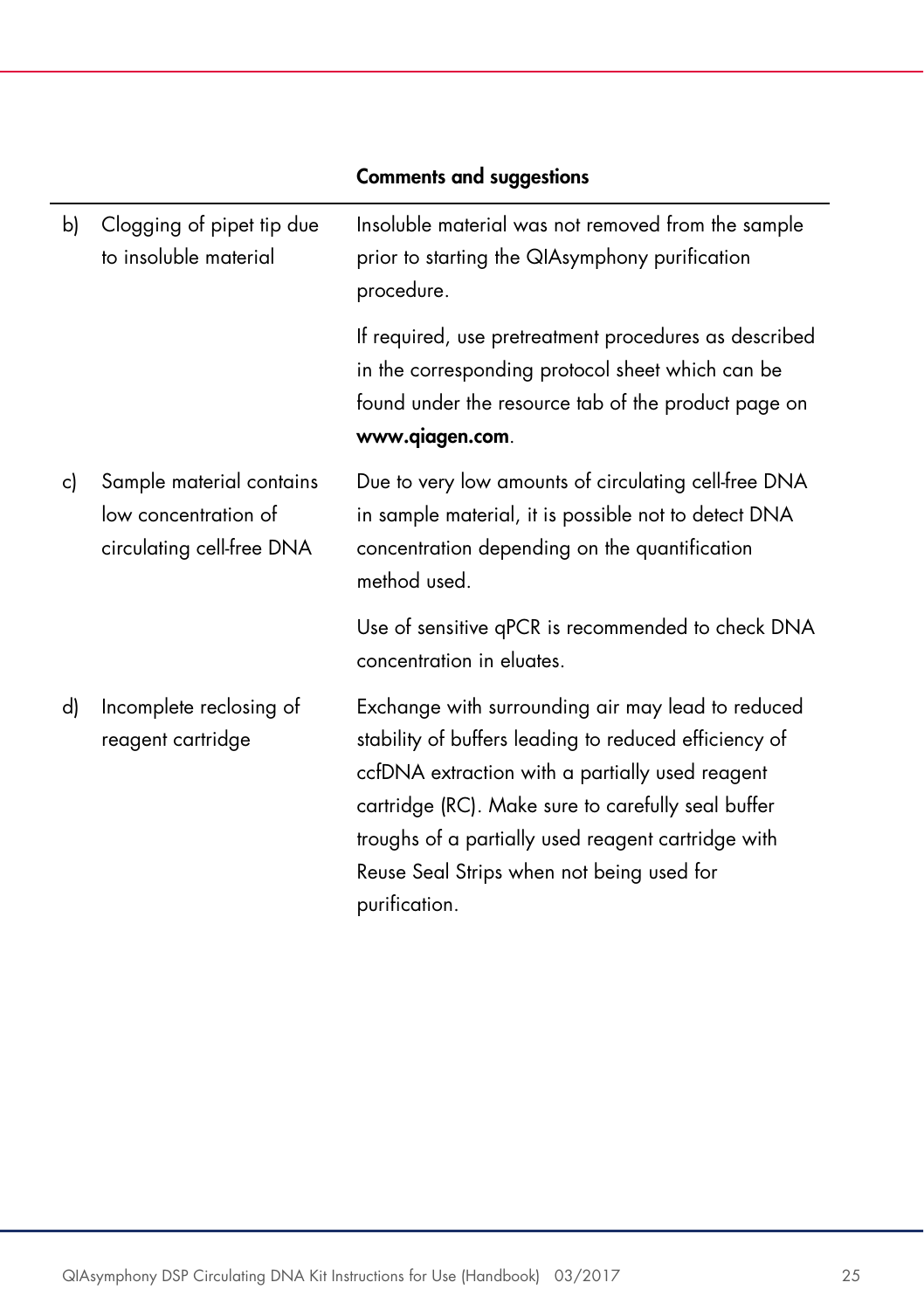| | | Comments and suggestions |
|---|---|---|
| b) | Clogging of pipet tip due to insoluble material | Insoluble material was not removed from the sample prior to starting the QIAsymphony purification procedure.<br><br>If required, use pretreatment procedures as described in the corresponding protocol sheet which can be found under the resource tab of the product page on **www.qiagen.com**. |
| c) | Sample material contains low concentration of circulating cell-free DNA | Due to very low amounts of circulating cell-free DNA in sample material, it is possible not to detect DNA concentration depending on the quantification method used.<br><br>Use of sensitive qPCR is recommended to check DNA concentration in eluates. |
| d) | Incomplete reclosing of reagent cartridge | Exchange with surrounding air may lead to reduced stability of buffers leading to reduced efficiency of ccfDNA extraction with a partially used reagent cartridge (RC). Make sure to carefully seal buffer troughs of a partially used reagent cartridge with Reuse Seal Strips when not being used for purification. |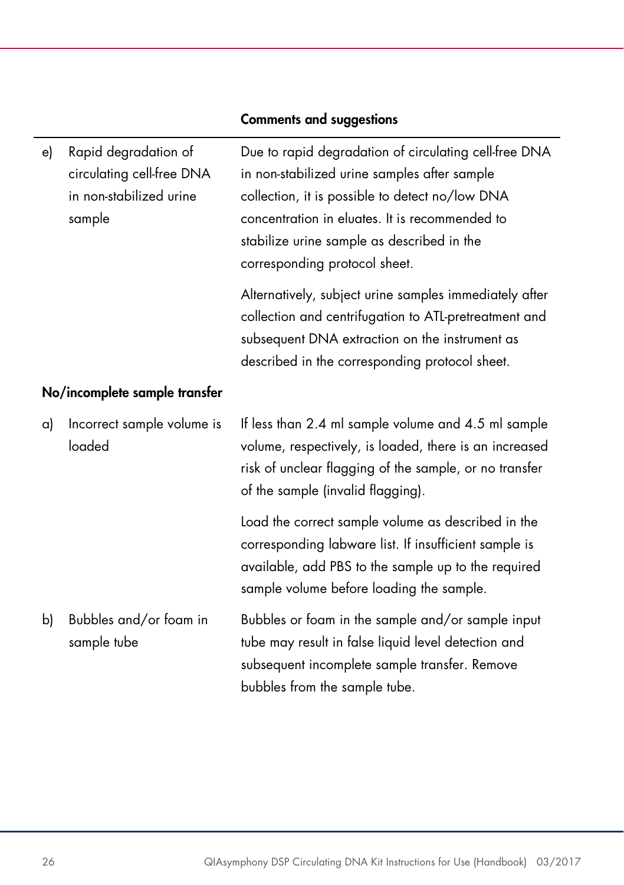| | Comments and suggestions |
|---|---|
| e) Rapid degradation of circulating cell-free DNA in non-stabilized urine sample | Due to rapid degradation of circulating cell-free DNA in non-stabilized urine samples after sample collection, it is possible to detect no/low DNA concentration in eluates. It is recommended to stabilize urine sample as described in the corresponding protocol sheet.<br><br>Alternatively, subject urine samples immediately after collection and centrifugation to ATL-pretreatment and subsequent DNA extraction on the instrument as described in the corresponding protocol sheet. |
| **No/incomplete sample transfer** | |
| a) Incorrect sample volume is loaded | If less than 2.4 ml sample volume and 4.5 ml sample volume, respectively, is loaded, there is an increased risk of unclear flagging of the sample, or no transfer of the sample (invalid flagging).<br><br>Load the correct sample volume as described in the corresponding labware list. If insufficient sample is available, add PBS to the sample up to the required sample volume before loading the sample. |
| b) Bubbles and/or foam in sample tube | Bubbles or foam in the sample and/or sample input tube may result in false liquid level detection and subsequent incomplete sample transfer. Remove bubbles from the sample tube. |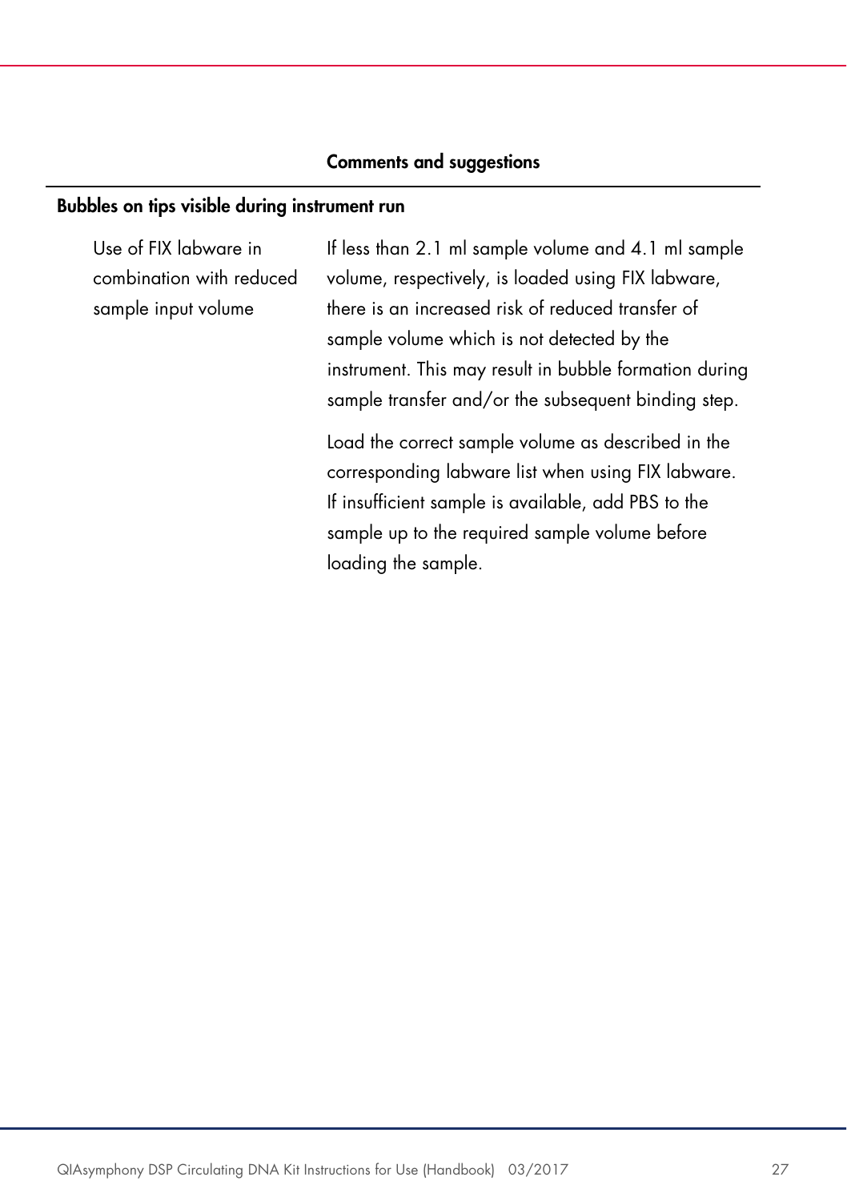| | Comments and suggestions |
|---|---|
| **Bubbles on tips visible during instrument run** | |
| Use of FIX labware in combination with reduced sample input volume | If less than 2.1 ml sample volume and 4.1 ml sample volume, respectively, is loaded using FIX labware, there is an increased risk of reduced transfer of sample volume which is not detected by the instrument. This may result in bubble formation during sample transfer and/or the subsequent binding step.<br><br>Load the correct sample volume as described in the corresponding labware list when using FIX labware. If insufficient sample is available, add PBS to the sample up to the required sample volume before loading the sample. |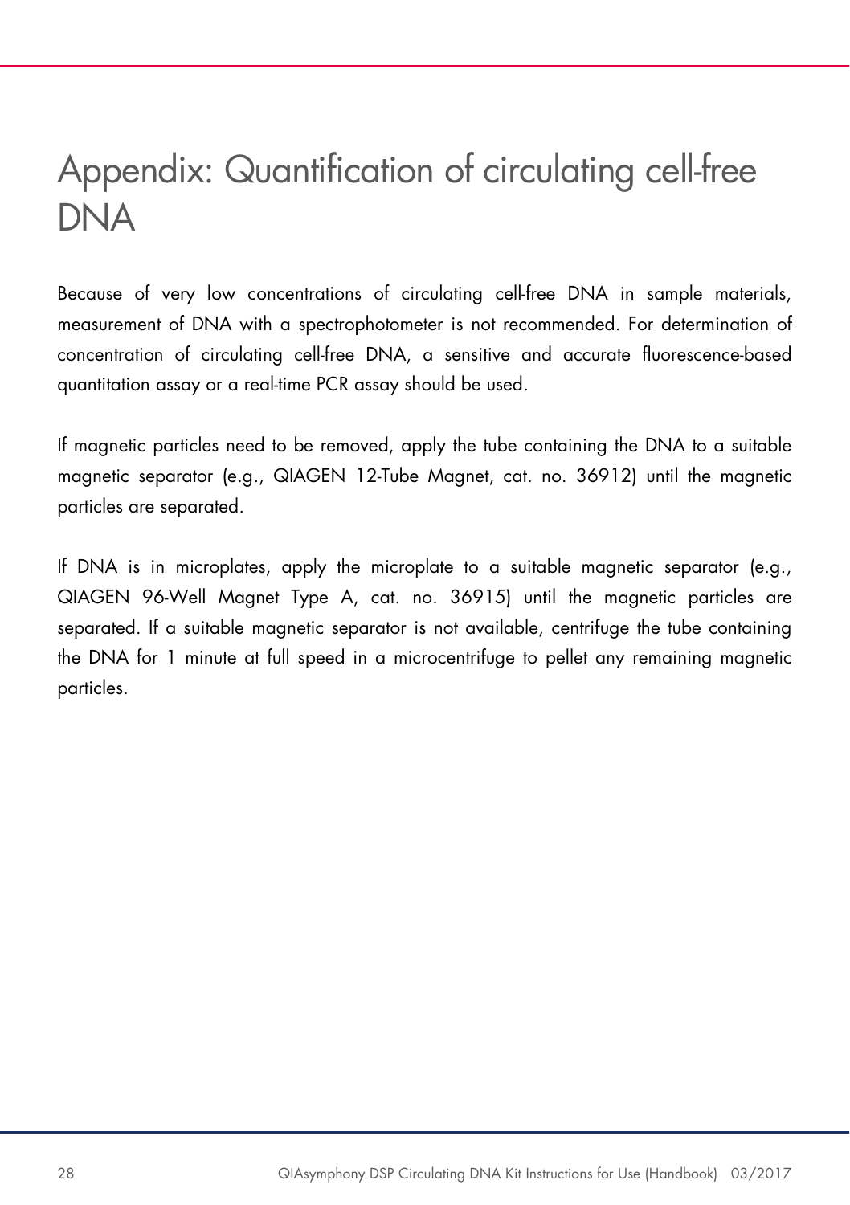# Appendix: Quantification of circulating cell-free DNA

Because of very low concentrations of circulating cell-free DNA in sample materials, measurement of DNA with a spectrophotometer is not recommended. For determination of concentration of circulating cell-free DNA, a sensitive and accurate fluorescence-based quantitation assay or a real-time PCR assay should be used.

If magnetic particles need to be removed, apply the tube containing the DNA to a suitable magnetic separator (e.g., QIAGEN 12-Tube Magnet, cat. no. 36912) until the magnetic particles are separated.

If DNA is in microplates, apply the microplate to a suitable magnetic separator (e.g., QIAGEN 96-Well Magnet Type A, cat. no. 36915) until the magnetic particles are separated. If a suitable magnetic separator is not available, centrifuge the tube containing the DNA for 1 minute at full speed in a microcentrifuge to pellet any remaining magnetic particles.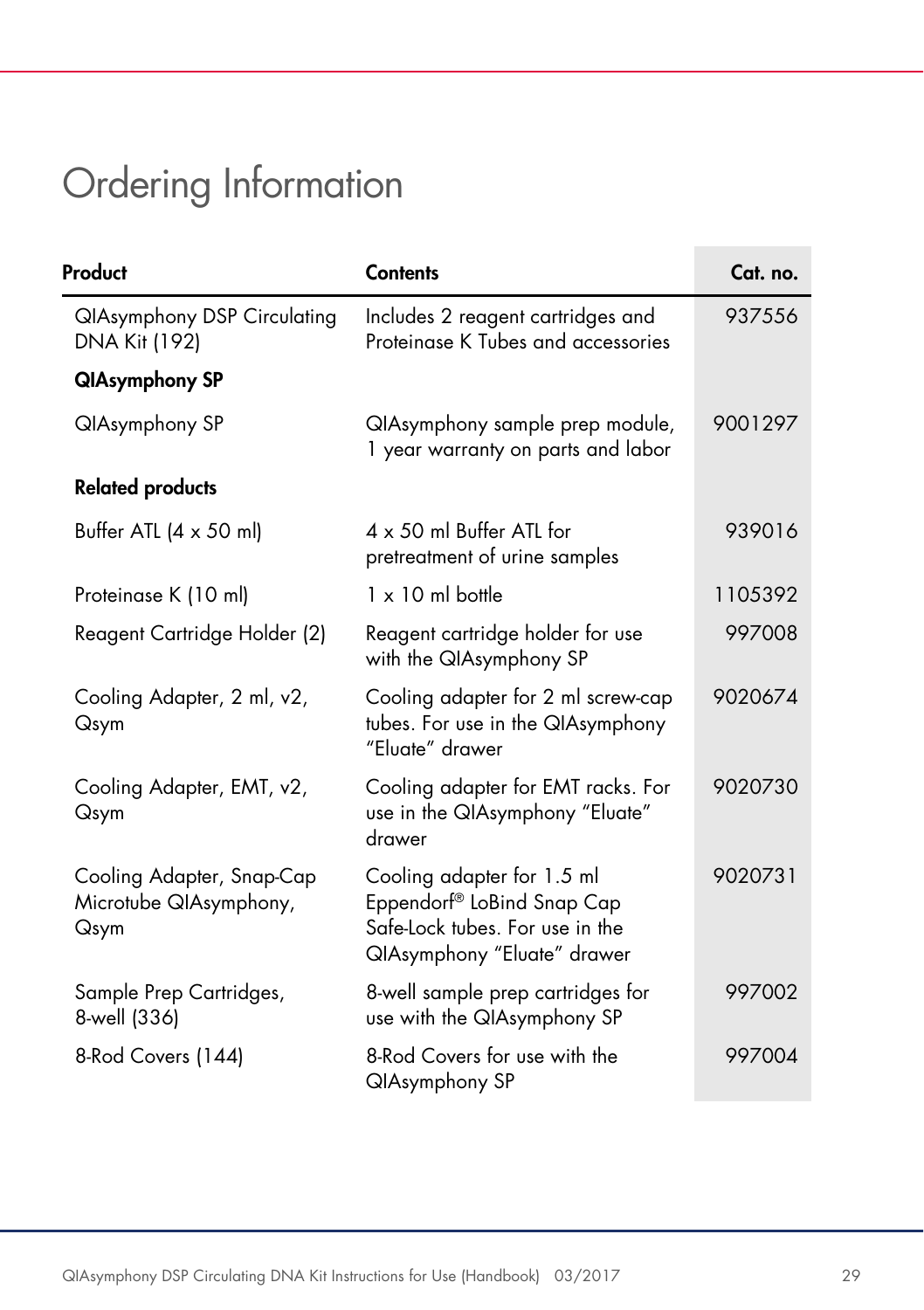# Ordering Information

| Product | Contents | Cat. no. |
|---|---|---|
| QIAsymphony DSP Circulating DNA Kit (192) | Includes 2 reagent cartridges and Proteinase K Tubes and accessories | 937556 |
| **QIAsymphony SP** | | |
| QIAsymphony SP | QIAsymphony sample prep module, 1 year warranty on parts and labor | 9001297 |
| **Related products** | | |
| Buffer ATL (4 x 50 ml) | 4 x 50 ml Buffer ATL for pretreatment of urine samples | 939016 |
| Proteinase K (10 ml) | 1 x 10 ml bottle | 1105392 |
| Reagent Cartridge Holder (2) | Reagent cartridge holder for use with the QIAsymphony SP | 997008 |
| Cooling Adapter, 2 ml, v2, Qsym | Cooling adapter for 2 ml screw-cap tubes. For use in the QIAsymphony "Eluate" drawer | 9020674 |
| Cooling Adapter, EMT, v2, Qsym | Cooling adapter for EMT racks. For use in the QIAsymphony "Eluate" drawer | 9020730 |
| Cooling Adapter, Snap-Cap Microtube QIAsymphony, Qsym | Cooling adapter for 1.5 ml Eppendorf® LoBind Snap Cap Safe-Lock tubes. For use in the QIAsymphony "Eluate" drawer | 9020731 |
| Sample Prep Cartridges, 8-well (336) | 8-well sample prep cartridges for use with the QIAsymphony SP | 997002 |
| 8-Rod Covers (144) | 8-Rod Covers for use with the QIAsymphony SP | 997004 |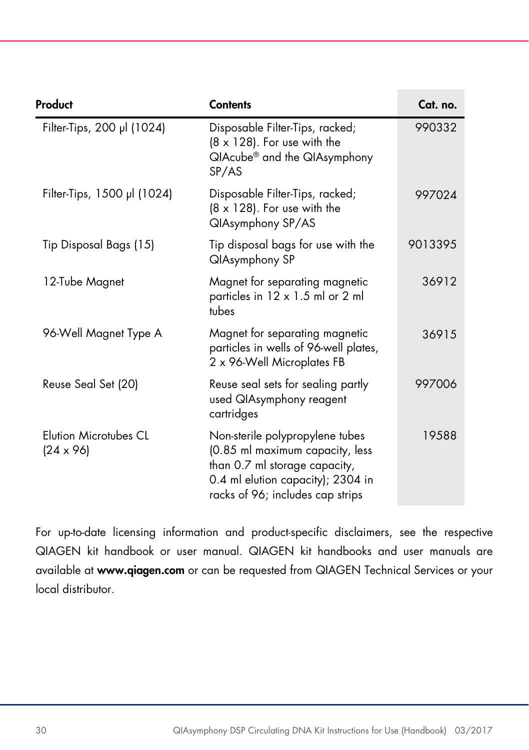| Product | Contents | Cat. no. |
|---|---|---|
| Filter-Tips, 200 µl (1024) | Disposable Filter-Tips, racked; (8 x 128). For use with the QIAcube® and the QIAsymphony SP/AS | 990332 |
| Filter-Tips, 1500 µl (1024) | Disposable Filter-Tips, racked; (8 x 128). For use with the QIAsymphony SP/AS | 997024 |
| Tip Disposal Bags (15) | Tip disposal bags for use with the QIAsymphony SP | 9013395 |
| 12-Tube Magnet | Magnet for separating magnetic particles in 12 x 1.5 ml or 2 ml tubes | 36912 |
| 96-Well Magnet Type A | Magnet for separating magnetic particles in wells of 96-well plates, 2 x 96-Well Microplates FB | 36915 |
| Reuse Seal Set (20) | Reuse seal sets for sealing partly used QIAsymphony reagent cartridges | 997006 |
| Elution Microtubes CL (24 x 96) | Non-sterile polypropylene tubes (0.85 ml maximum capacity, less than 0.7 ml storage capacity, 0.4 ml elution capacity); 2304 in racks of 96; includes cap strips | 19588 |

For up-to-date licensing information and product-specific disclaimers, see the respective QIAGEN kit handbook or user manual. QIAGEN kit handbooks and user manuals are available at **www.qiagen.com** or can be requested from QIAGEN Technical Services or your local distributor.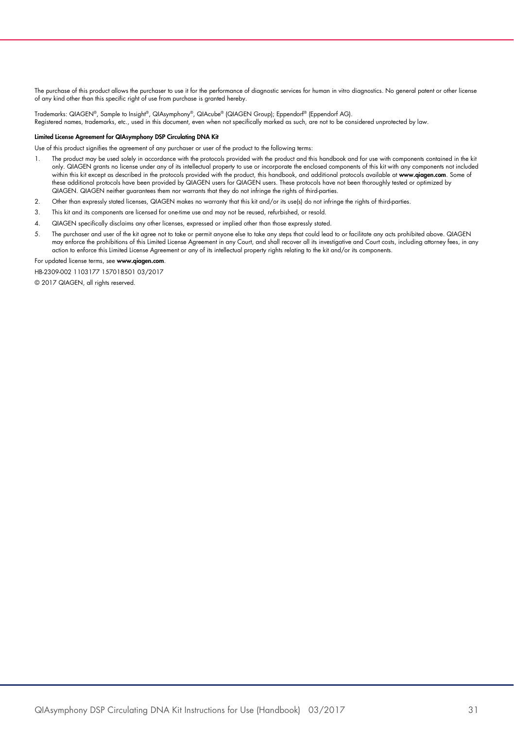The purchase of this product allows the purchaser to use it for the performance of diagnostic services for human in vitro diagnostics. No general patent or other license of any kind other than this specific right of use from purchase is granted hereby.

Trademarks: QIAGEN®, Sample to Insight®, QIAsymphony®, QIAcube® (QIAGEN Group); Eppendorf® (Eppendorf AG).
Registered names, trademarks, etc., used in this document, even when not specifically marked as such, are not to be considered unprotected by law.

**Limited License Agreement for QIAsymphony DSP Circulating DNA Kit**

Use of this product signifies the agreement of any purchaser or user of the product to the following terms:

1. The product may be used solely in accordance with the protocols provided with the product and this handbook and for use with components contained in the kit only. QIAGEN grants no license under any of its intellectual property to use or incorporate the enclosed components of this kit with any components not included within this kit except as described in the protocols provided with the product, this handbook, and additional protocols available at **www.qiagen.com**. Some of these additional protocols have been provided by QIAGEN users for QIAGEN users. These protocols have not been thoroughly tested or optimized by QIAGEN. QIAGEN neither guarantees them nor warrants that they do not infringe the rights of third-parties.
2. Other than expressly stated licenses, QIAGEN makes no warranty that this kit and/or its use(s) do not infringe the rights of third-parties.
3. This kit and its components are licensed for one-time use and may not be reused, refurbished, or resold.
4. QIAGEN specifically disclaims any other licenses, expressed or implied other than those expressly stated.
5. The purchaser and user of the kit agree not to take or permit anyone else to take any steps that could lead to or facilitate any acts prohibited above. QIAGEN may enforce the prohibitions of this Limited License Agreement in any Court, and shall recover all its investigative and Court costs, including attorney fees, in any action to enforce this Limited License Agreement or any of its intellectual property rights relating to the kit and/or its components.

For updated license terms, see **www.qiagen.com**.

HB-2309-002 1103177 157018501 03/2017

© 2017 QIAGEN, all rights reserved.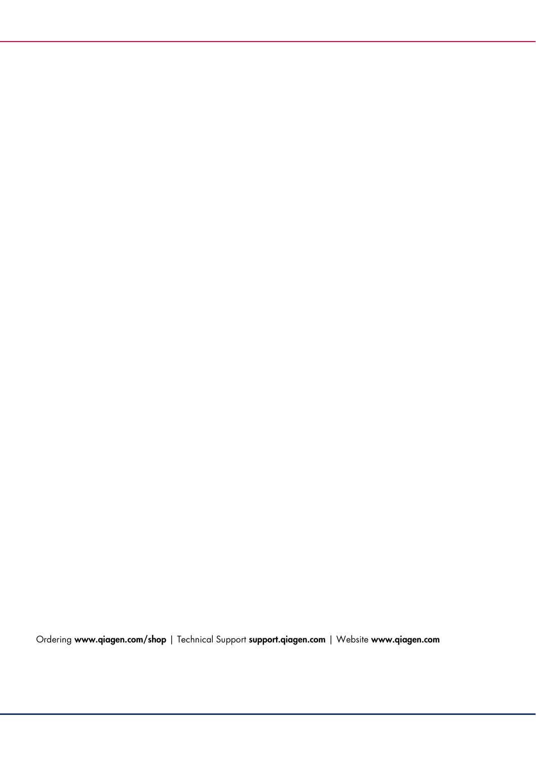Ordering **www.qiagen.com/shop** | Technical Support **support.qiagen.com** | Website **www.qiagen.com**